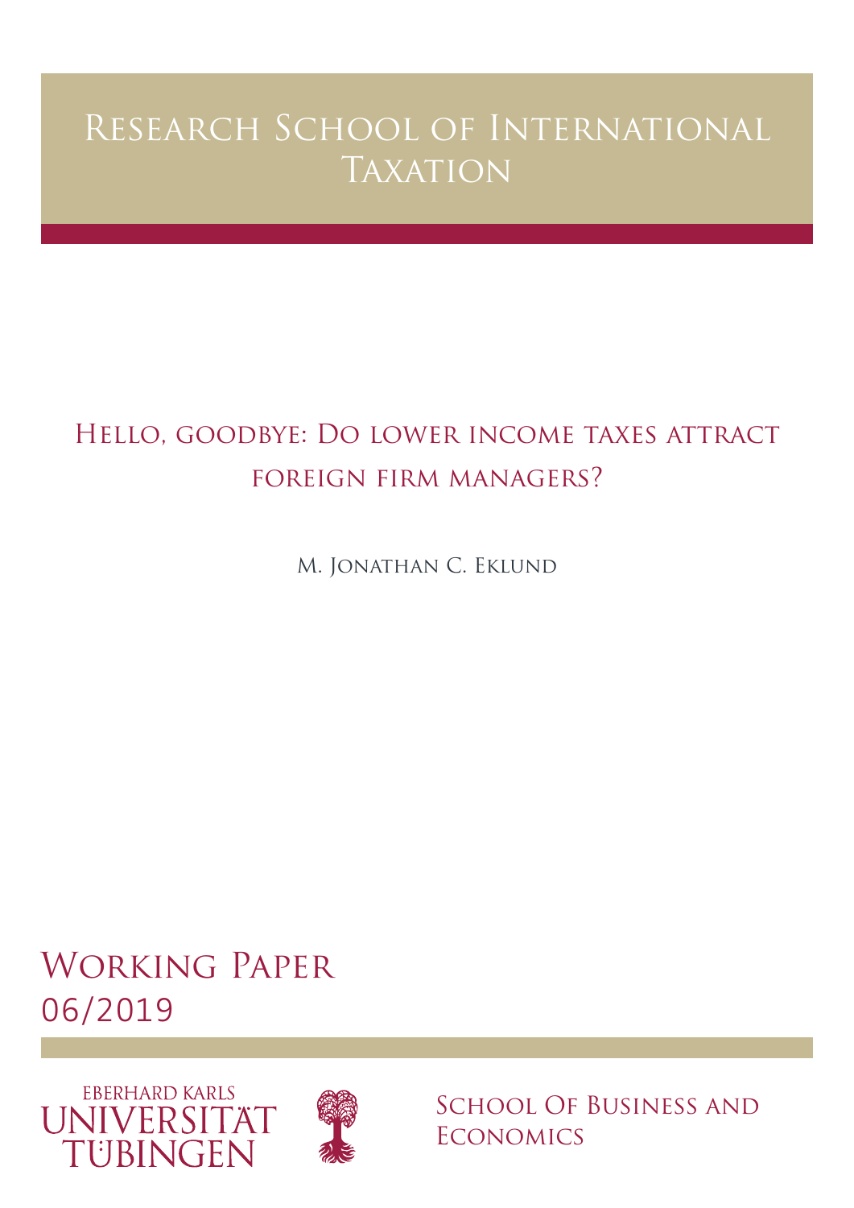# Research School of International Taxation

## Hello, goodbye: Do lower income taxes attract foreign firm managers?

M. Jonathan C. Eklund

Working Paper
06/2019

Eberhard Karls
Universität
Tübingen

School Of Business and Economics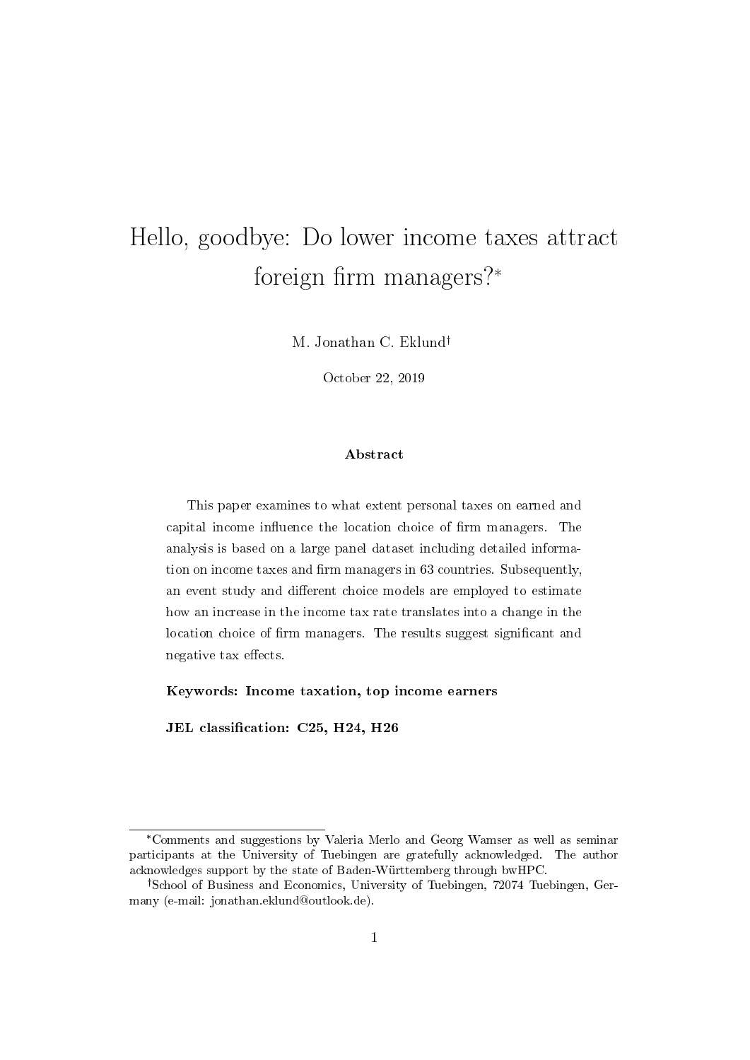# Hello, goodbye: Do lower income taxes attract foreign firm managers?*

M. Jonathan C. Eklund†

October 22, 2019

### Abstract

This paper examines to what extent personal taxes on earned and capital income influence the location choice of firm managers. The analysis is based on a large panel dataset including detailed information on income taxes and firm managers in 63 countries. Subsequently, an event study and different choice models are employed to estimate how an increase in the income tax rate translates into a change in the location choice of firm managers. The results suggest significant and negative tax effects.

**Keywords: Income taxation, top income earners**

**JEL classification: C25, H24, H26**

---

*Comments and suggestions by Valeria Merlo and Georg Wamser as well as seminar participants at the University of Tuebingen are gratefully acknowledged. The author acknowledges support by the state of Baden-Württemberg through bwHPC.

†School of Business and Economics, University of Tuebingen, 72074 Tuebingen, Germany (e-mail: jonathan.eklund@outlook.de).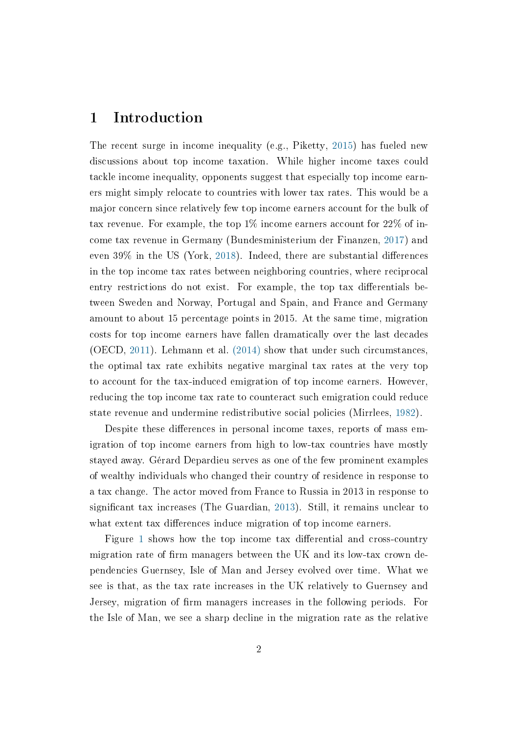# 1 Introduction

The recent surge in income inequality (e.g., Piketty, 2015) has fueled new discussions about top income taxation. While higher income taxes could tackle income inequality, opponents suggest that especially top income earners might simply relocate to countries with lower tax rates. This would be a major concern since relatively few top income earners account for the bulk of tax revenue. For example, the top 1% income earners account for 22% of income tax revenue in Germany (Bundesministerium der Finanzen, 2017) and even 39% in the US (York, 2018). Indeed, there are substantial differences in the top income tax rates between neighboring countries, where reciprocal entry restrictions do not exist. For example, the top tax differentials between Sweden and Norway, Portugal and Spain, and France and Germany amount to about 15 percentage points in 2015. At the same time, migration costs for top income earners have fallen dramatically over the last decades (OECD, 2011). Lehmann et al. (2014) show that under such circumstances, the optimal tax rate exhibits negative marginal tax rates at the very top to account for the tax-induced emigration of top income earners. However, reducing the top income tax rate to counteract such emigration could reduce state revenue and undermine redistributive social policies (Mirrlees, 1982).

Despite these differences in personal income taxes, reports of mass emigration of top income earners from high to low-tax countries have mostly stayed away. Gérard Depardieu serves as one of the few prominent examples of wealthy individuals who changed their country of residence in response to a tax change. The actor moved from France to Russia in 2013 in response to significant tax increases (The Guardian, 2013). Still, it remains unclear to what extent tax differences induce migration of top income earners.

Figure 1 shows how the top income tax differential and cross-country migration rate of firm managers between the UK and its low-tax crown dependencies Guernsey, Isle of Man and Jersey evolved over time. What we see is that, as the tax rate increases in the UK relatively to Guernsey and Jersey, migration of firm managers increases in the following periods. For the Isle of Man, we see a sharp decline in the migration rate as the relative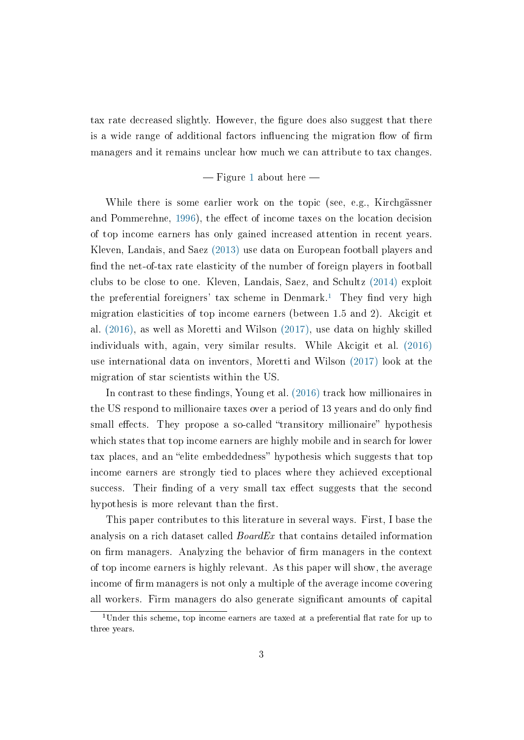tax rate decreased slightly. However, the figure does also suggest that there is a wide range of additional factors influencing the migration flow of firm managers and it remains unclear how much we can attribute to tax changes.

— Figure 1 about here —

While there is some earlier work on the topic (see, e.g., Kirchgässner and Pommerehne, 1996), the effect of income taxes on the location decision of top income earners has only gained increased attention in recent years. Kleven, Landais, and Saez (2013) use data on European football players and find the net-of-tax rate elasticity of the number of foreign players in football clubs to be close to one. Kleven, Landais, Saez, and Schultz (2014) exploit the preferential foreigners' tax scheme in Denmark.[1] They find very high migration elasticities of top income earners (between 1.5 and 2). Akcigit et al. (2016), as well as Moretti and Wilson (2017), use data on highly skilled individuals with, again, very similar results. While Akcigit et al. (2016) use international data on inventors, Moretti and Wilson (2017) look at the migration of star scientists within the US.

In contrast to these findings, Young et al. (2016) track how millionaires in the US respond to millionaire taxes over a period of 13 years and do only find small effects. They propose a so-called "transitory millionaire" hypothesis which states that top income earners are highly mobile and in search for lower tax places, and an "elite embeddedness" hypothesis which suggests that top income earners are strongly tied to places where they achieved exceptional success. Their finding of a very small tax effect suggests that the second hypothesis is more relevant than the first.

This paper contributes to this literature in several ways. First, I base the analysis on a rich dataset called *BoardEx* that contains detailed information on firm managers. Analyzing the behavior of firm managers in the context of top income earners is highly relevant. As this paper will show, the average income of firm managers is not only a multiple of the average income covering all workers. Firm managers do also generate significant amounts of capital

[1] Under this scheme, top income earners are taxed at a preferential flat rate for up to three years.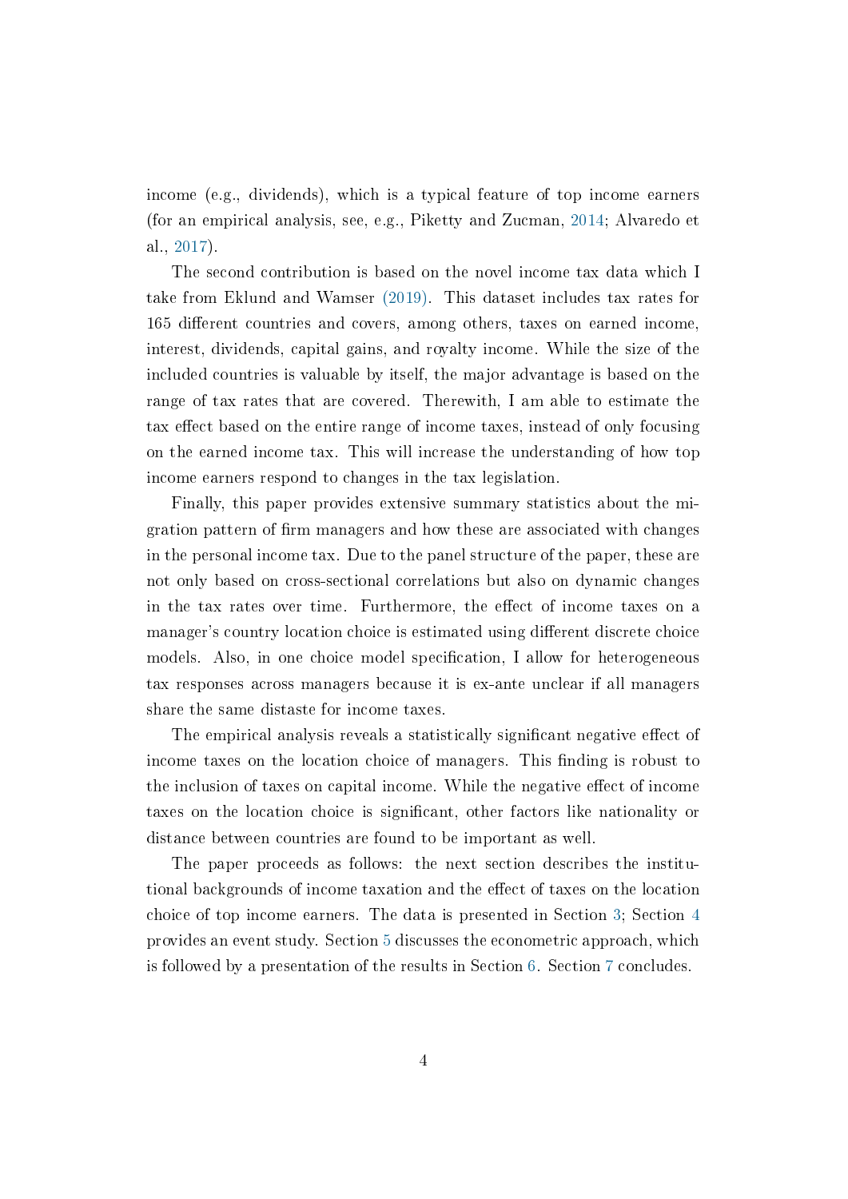income (e.g., dividends), which is a typical feature of top income earners (for an empirical analysis, see, e.g., Piketty and Zucman, 2014; Alvaredo et al., 2017).

The second contribution is based on the novel income tax data which I take from Eklund and Wamser (2019). This dataset includes tax rates for 165 different countries and covers, among others, taxes on earned income, interest, dividends, capital gains, and royalty income. While the size of the included countries is valuable by itself, the major advantage is based on the range of tax rates that are covered. Therewith, I am able to estimate the tax effect based on the entire range of income taxes, instead of only focusing on the earned income tax. This will increase the understanding of how top income earners respond to changes in the tax legislation.

Finally, this paper provides extensive summary statistics about the migration pattern of firm managers and how these are associated with changes in the personal income tax. Due to the panel structure of the paper, these are not only based on cross-sectional correlations but also on dynamic changes in the tax rates over time. Furthermore, the effect of income taxes on a manager's country location choice is estimated using different discrete choice models. Also, in one choice model specification, I allow for heterogeneous tax responses across managers because it is ex-ante unclear if all managers share the same distaste for income taxes.

The empirical analysis reveals a statistically significant negative effect of income taxes on the location choice of managers. This finding is robust to the inclusion of taxes on capital income. While the negative effect of income taxes on the location choice is significant, other factors like nationality or distance between countries are found to be important as well.

The paper proceeds as follows: the next section describes the institutional backgrounds of income taxation and the effect of taxes on the location choice of top income earners. The data is presented in Section 3; Section 4 provides an event study. Section 5 discusses the econometric approach, which is followed by a presentation of the results in Section 6. Section 7 concludes.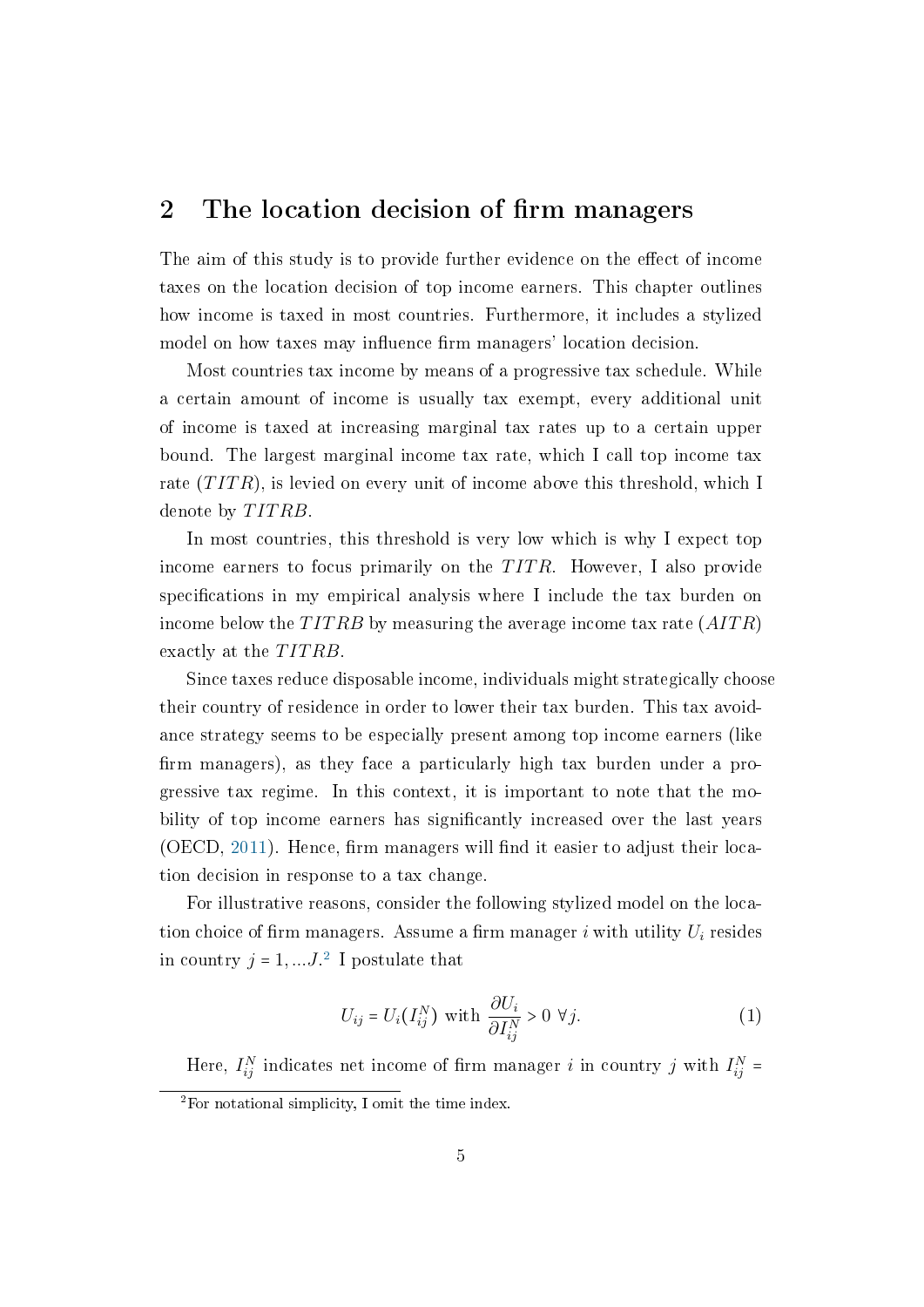## 2 The location decision of firm managers

The aim of this study is to provide further evidence on the effect of income taxes on the location decision of top income earners. This chapter outlines how income is taxed in most countries. Furthermore, it includes a stylized model on how taxes may influence firm managers' location decision.

Most countries tax income by means of a progressive tax schedule. While a certain amount of income is usually tax exempt, every additional unit of income is taxed at increasing marginal tax rates up to a certain upper bound. The largest marginal income tax rate, which I call top income tax rate ($TITR$), is levied on every unit of income above this threshold, which I denote by $TITRB$.

In most countries, this threshold is very low which is why I expect top income earners to focus primarily on the $TITR$. However, I also provide specifications in my empirical analysis where I include the tax burden on income below the $TITRB$ by measuring the average income tax rate ($AITR$) exactly at the $TITRB$.

Since taxes reduce disposable income, individuals might strategically choose their country of residence in order to lower their tax burden. This tax avoidance strategy seems to be especially present among top income earners (like firm managers), as they face a particularly high tax burden under a progressive tax regime. In this context, it is important to note that the mobility of top income earners has significantly increased over the last years (OECD, 2011). Hence, firm managers will find it easier to adjust their location decision in response to a tax change.

For illustrative reasons, consider the following stylized model on the location choice of firm managers. Assume a firm manager $i$ with utility $U_i$ resides in country $j = 1, ...J$.[2] I postulate that

$$U_{ij} = U_i(I_{ij}^N) \text{ with } \frac{\partial U_i}{\partial I_{ij}^N} > 0 \ \forall j. \tag{1}$$

Here, $I_{ij}^N$ indicates net income of firm manager $i$ in country $j$ with $I_{ij}^N =$

[2] For notational simplicity, I omit the time index.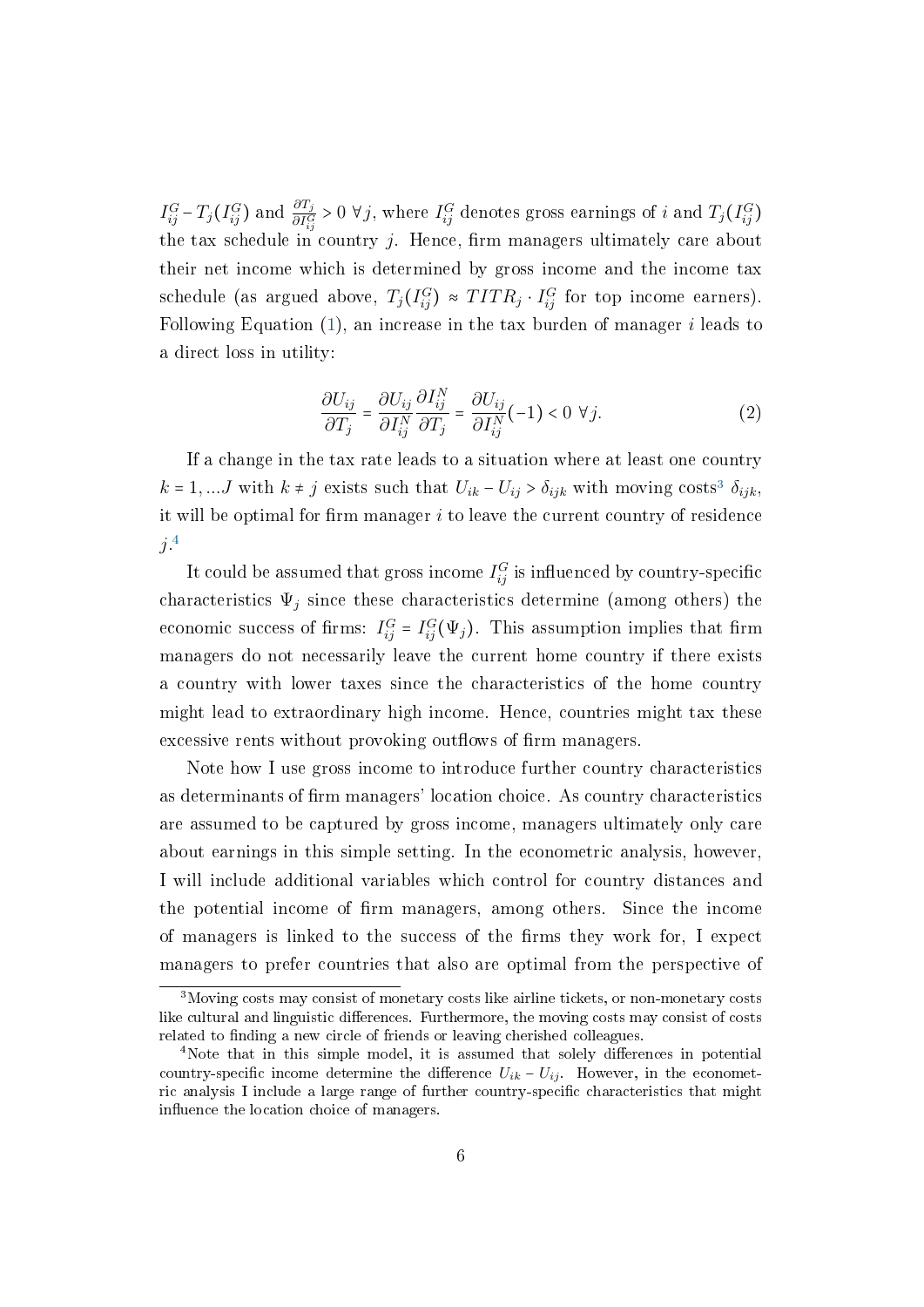$I_{ij}^G - T_j(I_{ij}^G)$ and $\frac{\partial T_j}{\partial I_{ij}^G} > 0 \; \forall j$, where $I_{ij}^G$ denotes gross earnings of $i$ and $T_j(I_{ij}^G)$ the tax schedule in country $j$. Hence, firm managers ultimately care about their net income which is determined by gross income and the income tax schedule (as argued above, $T_j(I_{ij}^G) \approx TITR_j \cdot I_{ij}^G$ for top income earners). Following Equation (1), an increase in the tax burden of manager $i$ leads to a direct loss in utility:

$$\frac{\partial U_{ij}}{\partial T_j} = \frac{\partial U_{ij}}{\partial I_{ij}^N} \frac{\partial I_{ij}^N}{\partial T_j} = \frac{\partial U_{ij}}{\partial I_{ij}^N}(-1) < 0 \; \forall j. \tag{2}$$

If a change in the tax rate leads to a situation where at least one country $k = 1, ...J$ with $k \neq j$ exists such that $U_{ik} - U_{ij} > \delta_{ijk}$ with moving costs[3] $\delta_{ijk}$, it will be optimal for firm manager $i$ to leave the current country of residence $j$.[4]

It could be assumed that gross income $I_{ij}^G$ is influenced by country-specific characteristics $\Psi_j$ since these characteristics determine (among others) the economic success of firms: $I_{ij}^G = I_{ij}^G(\Psi_j)$. This assumption implies that firm managers do not necessarily leave the current home country if there exists a country with lower taxes since the characteristics of the home country might lead to extraordinary high income. Hence, countries might tax these excessive rents without provoking outflows of firm managers.

Note how I use gross income to introduce further country characteristics as determinants of firm managers' location choice. As country characteristics are assumed to be captured by gross income, managers ultimately only care about earnings in this simple setting. In the econometric analysis, however, I will include additional variables which control for country distances and the potential income of firm managers, among others. Since the income of managers is linked to the success of the firms they work for, I expect managers to prefer countries that also are optimal from the perspective of

[3] Moving costs may consist of monetary costs like airline tickets, or non-monetary costs like cultural and linguistic differences. Furthermore, the moving costs may consist of costs related to finding a new circle of friends or leaving cherished colleagues.

[4] Note that in this simple model, it is assumed that solely differences in potential country-specific income determine the difference $U_{ik} - U_{ij}$. However, in the econometric analysis I include a large range of further country-specific characteristics that might influence the location choice of managers.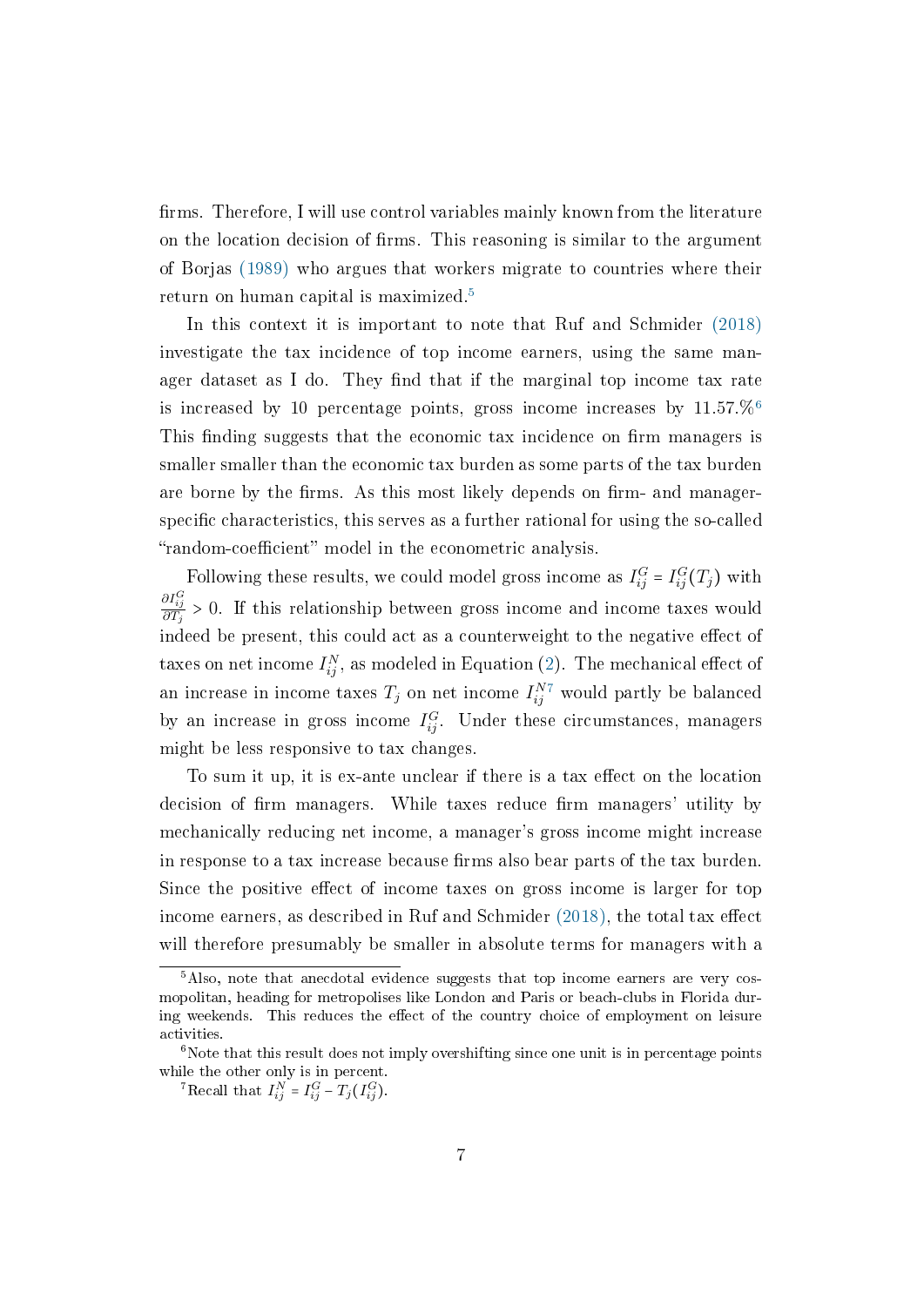firms. Therefore, I will use control variables mainly known from the literature on the location decision of firms. This reasoning is similar to the argument of Borjas (1989) who argues that workers migrate to countries where their return on human capital is maximized.[5]

In this context it is important to note that Ruf and Schmider (2018) investigate the tax incidence of top income earners, using the same manager dataset as I do. They find that if the marginal top income tax rate is increased by 10 percentage points, gross income increases by 11.57.%[6] This finding suggests that the economic tax incidence on firm managers is smaller smaller than the economic tax burden as some parts of the tax burden are borne by the firms. As this most likely depends on firm- and manager-specific characteristics, this serves as a further rational for using the so-called "random-coefficient" model in the econometric analysis.

Following these results, we could model gross income as $I_{ij}^G = I_{ij}^G(T_j)$ with $\frac{\partial I_{ij}^G}{\partial T_j} > 0$. If this relationship between gross income and income taxes would indeed be present, this could act as a counterweight to the negative effect of taxes on net income $I_{ij}^N$, as modeled in Equation (2). The mechanical effect of an increase in income taxes $T_j$ on net income $I_{ij}^N$[7] would partly be balanced by an increase in gross income $I_{ij}^G$. Under these circumstances, managers might be less responsive to tax changes.

To sum it up, it is ex-ante unclear if there is a tax effect on the location decision of firm managers. While taxes reduce firm managers' utility by mechanically reducing net income, a manager's gross income might increase in response to a tax increase because firms also bear parts of the tax burden. Since the positive effect of income taxes on gross income is larger for top income earners, as described in Ruf and Schmider (2018), the total tax effect will therefore presumably be smaller in absolute terms for managers with a

[5] Also, note that anecdotal evidence suggests that top income earners are very cosmopolitan, heading for metropolises like London and Paris or beach-clubs in Florida during weekends. This reduces the effect of the country choice of employment on leisure activities.

[6] Note that this result does not imply overshifting since one unit is in percentage points while the other only is in percent.

[7] Recall that $I_{ij}^N = I_{ij}^G - T_j(I_{ij}^G)$.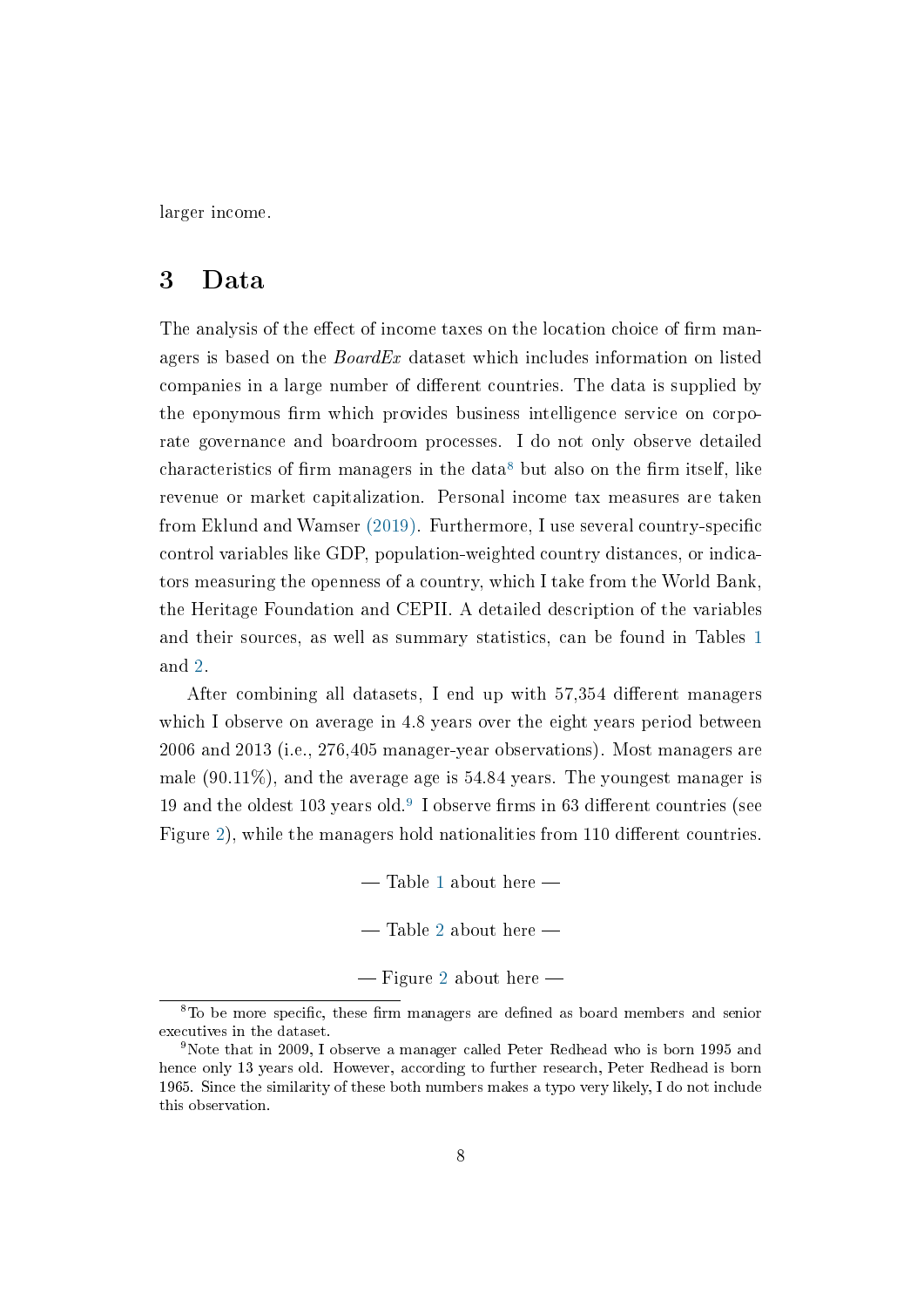larger income.

## 3 Data

The analysis of the effect of income taxes on the location choice of firm managers is based on the *BoardEx* dataset which includes information on listed companies in a large number of different countries. The data is supplied by the eponymous firm which provides business intelligence service on corporate governance and boardroom processes. I do not only observe detailed characteristics of firm managers in the data[8] but also on the firm itself, like revenue or market capitalization. Personal income tax measures are taken from Eklund and Wamser (2019). Furthermore, I use several country-specific control variables like GDP, population-weighted country distances, or indicators measuring the openness of a country, which I take from the World Bank, the Heritage Foundation and CEPII. A detailed description of the variables and their sources, as well as summary statistics, can be found in Tables 1 and 2.

After combining all datasets, I end up with 57,354 different managers which I observe on average in 4.8 years over the eight years period between 2006 and 2013 (i.e., 276,405 manager-year observations). Most managers are male (90.11%), and the average age is 54.84 years. The youngest manager is 19 and the oldest 103 years old.[9] I observe firms in 63 different countries (see Figure 2), while the managers hold nationalities from 110 different countries.

— Table 1 about here —

— Table 2 about here —

— Figure 2 about here —

[8] To be more specific, these firm managers are defined as board members and senior executives in the dataset.

[9] Note that in 2009, I observe a manager called Peter Redhead who is born 1995 and hence only 13 years old. However, according to further research, Peter Redhead is born 1965. Since the similarity of these both numbers makes a typo very likely, I do not include this observation.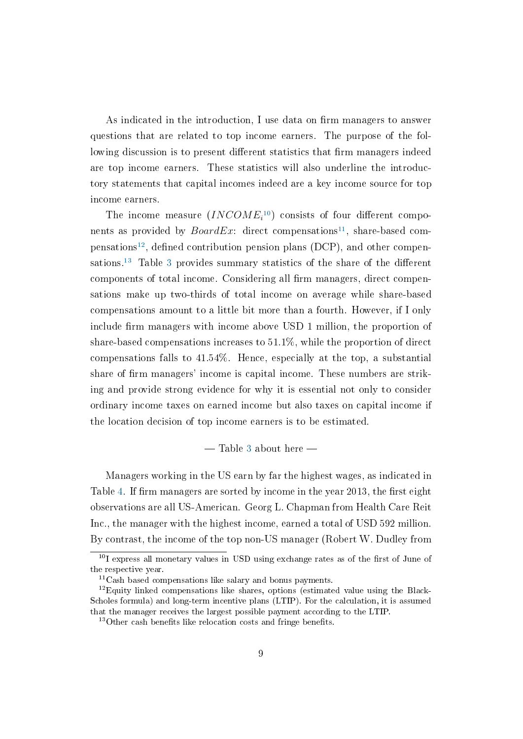As indicated in the introduction, I use data on firm managers to answer questions that are related to top income earners. The purpose of the following discussion is to present different statistics that firm managers indeed are top income earners. These statistics will also underline the introductory statements that capital incomes indeed are a key income source for top income earners.

The income measure ($INCOME_i$[10]) consists of four different components as provided by *BoardEx*: direct compensations[11], share-based compensations[12], defined contribution pension plans (DCP), and other compensations.[13] Table 3 provides summary statistics of the share of the different components of total income. Considering all firm managers, direct compensations make up two-thirds of total income on average while share-based compensations amount to a little bit more than a fourth. However, if I only include firm managers with income above USD 1 million, the proportion of share-based compensations increases to 51.1%, while the proportion of direct compensations falls to 41.54%. Hence, especially at the top, a substantial share of firm managers' income is capital income. These numbers are striking and provide strong evidence for why it is essential not only to consider ordinary income taxes on earned income but also taxes on capital income if the location decision of top income earners is to be estimated.

— Table 3 about here —

Managers working in the US earn by far the highest wages, as indicated in Table 4. If firm managers are sorted by income in the year 2013, the first eight observations are all US-American. Georg L. Chapman from Health Care Reit Inc., the manager with the highest income, earned a total of USD 592 million. By contrast, the income of the top non-US manager (Robert W. Dudley from

[10] I express all monetary values in USD using exchange rates as of the first of June of the respective year.

[11] Cash based compensations like salary and bonus payments.

[12] Equity linked compensations like shares, options (estimated value using the Black-Scholes formula) and long-term incentive plans (LTIP). For the calculation, it is assumed that the manager receives the largest possible payment according to the LTIP.

[13] Other cash benefits like relocation costs and fringe benefits.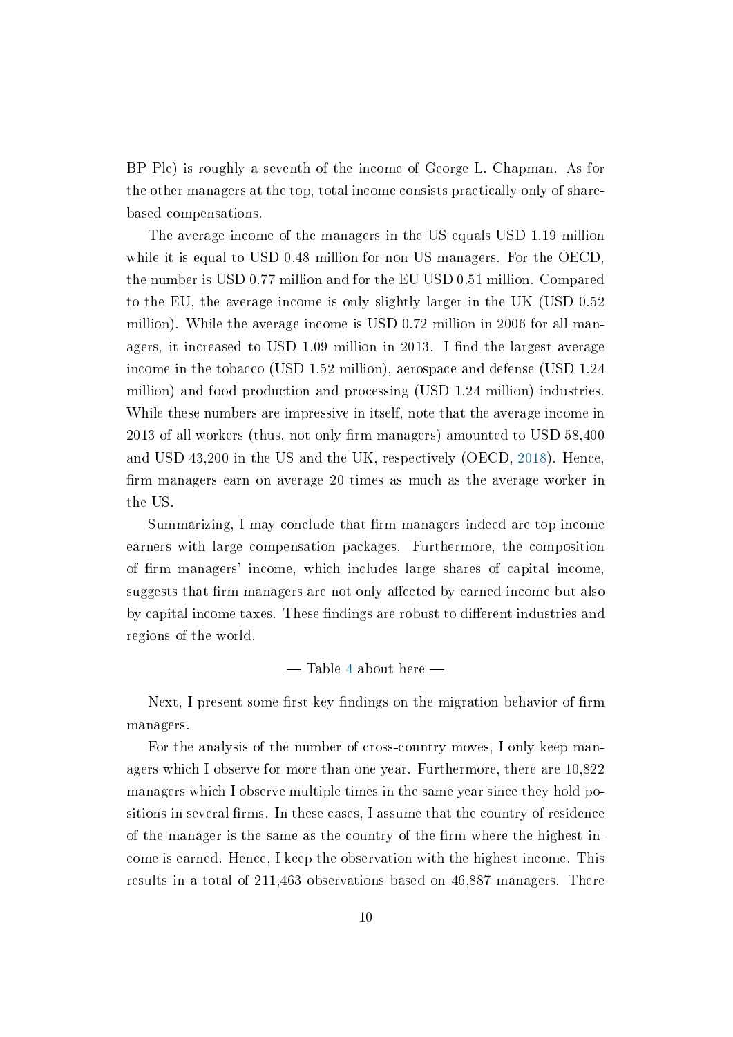BP Plc) is roughly a seventh of the income of George L. Chapman. As for the other managers at the top, total income consists practically only of share-based compensations.

The average income of the managers in the US equals USD 1.19 million while it is equal to USD 0.48 million for non-US managers. For the OECD, the number is USD 0.77 million and for the EU USD 0.51 million. Compared to the EU, the average income is only slightly larger in the UK (USD 0.52 million). While the average income is USD 0.72 million in 2006 for all managers, it increased to USD 1.09 million in 2013. I find the largest average income in the tobacco (USD 1.52 million), aerospace and defense (USD 1.24 million) and food production and processing (USD 1.24 million) industries. While these numbers are impressive in itself, note that the average income in 2013 of all workers (thus, not only firm managers) amounted to USD 58,400 and USD 43,200 in the US and the UK, respectively (OECD, 2018). Hence, firm managers earn on average 20 times as much as the average worker in the US.

Summarizing, I may conclude that firm managers indeed are top income earners with large compensation packages. Furthermore, the composition of firm managers' income, which includes large shares of capital income, suggests that firm managers are not only affected by earned income but also by capital income taxes. These findings are robust to different industries and regions of the world.

— Table 4 about here —

Next, I present some first key findings on the migration behavior of firm managers.

For the analysis of the number of cross-country moves, I only keep managers which I observe for more than one year. Furthermore, there are 10,822 managers which I observe multiple times in the same year since they hold positions in several firms. In these cases, I assume that the country of residence of the manager is the same as the country of the firm where the highest income is earned. Hence, I keep the observation with the highest income. This results in a total of 211,463 observations based on 46,887 managers. There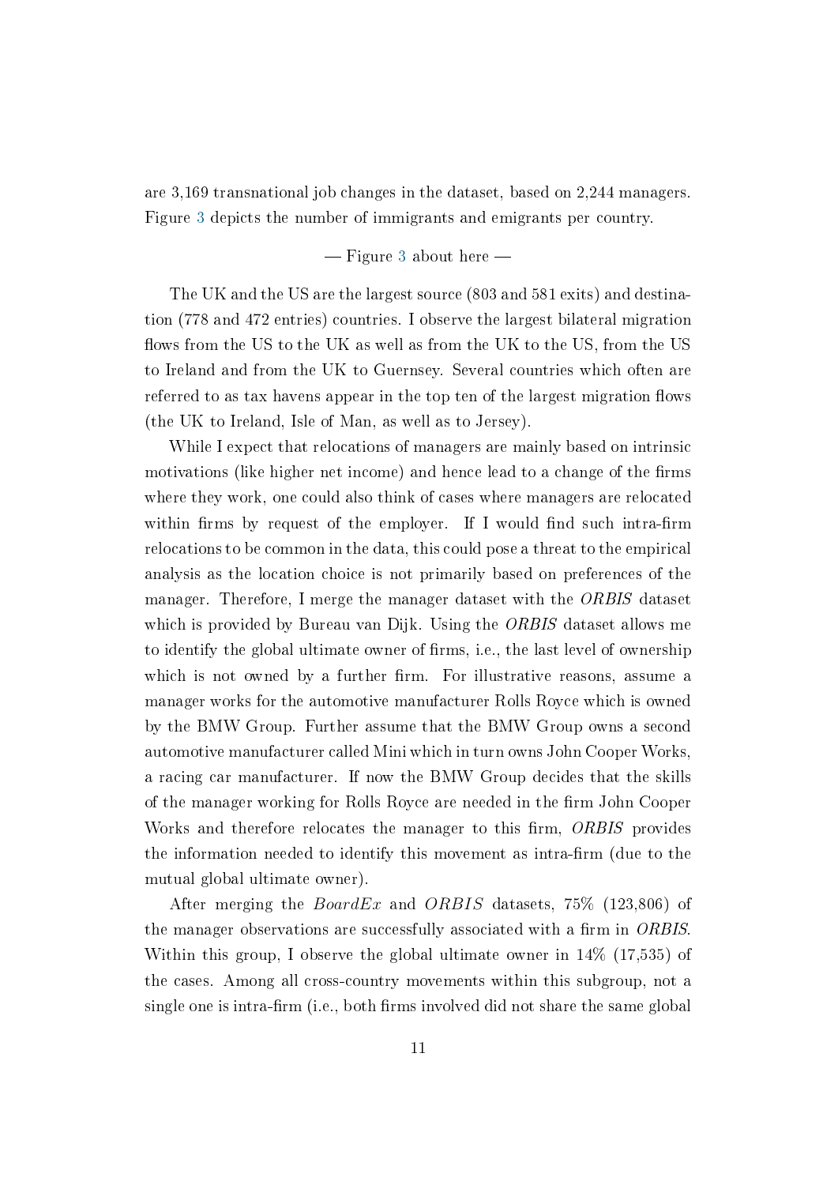are 3,169 transnational job changes in the dataset, based on 2,244 managers. Figure 3 depicts the number of immigrants and emigrants per country.

— Figure 3 about here —

The UK and the US are the largest source (803 and 581 exits) and destination (778 and 472 entries) countries. I observe the largest bilateral migration flows from the US to the UK as well as from the UK to the US, from the US to Ireland and from the UK to Guernsey. Several countries which often are referred to as tax havens appear in the top ten of the largest migration flows (the UK to Ireland, Isle of Man, as well as to Jersey).

While I expect that relocations of managers are mainly based on intrinsic motivations (like higher net income) and hence lead to a change of the firms where they work, one could also think of cases where managers are relocated within firms by request of the employer. If I would find such intra-firm relocations to be common in the data, this could pose a threat to the empirical analysis as the location choice is not primarily based on preferences of the manager. Therefore, I merge the manager dataset with the *ORBIS* dataset which is provided by Bureau van Dijk. Using the *ORBIS* dataset allows me to identify the global ultimate owner of firms, i.e., the last level of ownership which is not owned by a further firm. For illustrative reasons, assume a manager works for the automotive manufacturer Rolls Royce which is owned by the BMW Group. Further assume that the BMW Group owns a second automotive manufacturer called Mini which in turn owns John Cooper Works, a racing car manufacturer. If now the BMW Group decides that the skills of the manager working for Rolls Royce are needed in the firm John Cooper Works and therefore relocates the manager to this firm, *ORBIS* provides the information needed to identify this movement as intra-firm (due to the mutual global ultimate owner).

After merging the *BoardEx* and *ORBIS* datasets, 75% (123,806) of the manager observations are successfully associated with a firm in *ORBIS*. Within this group, I observe the global ultimate owner in 14% (17,535) of the cases. Among all cross-country movements within this subgroup, not a single one is intra-firm (i.e., both firms involved did not share the same global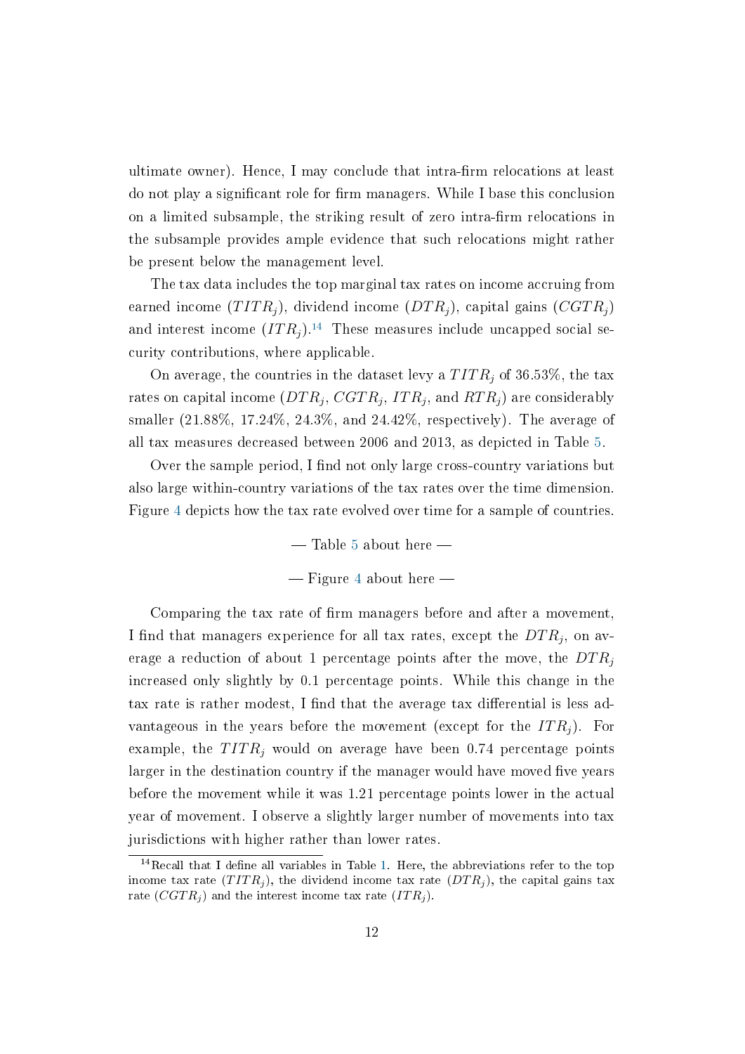ultimate owner). Hence, I may conclude that intra-firm relocations at least do not play a significant role for firm managers. While I base this conclusion on a limited subsample, the striking result of zero intra-firm relocations in the subsample provides ample evidence that such relocations might rather be present below the management level.

The tax data includes the top marginal tax rates on income accruing from earned income ($TITR_j$), dividend income ($DTR_j$), capital gains ($CGTR_j$) and interest income ($ITR_j$).[14] These measures include uncapped social security contributions, where applicable.

On average, the countries in the dataset levy a $TITR_j$ of 36.53%, the tax rates on capital income ($DTR_j$, $CGTR_j$, $ITR_j$, and $RTR_j$) are considerably smaller (21.88%, 17.24%, 24.3%, and 24.42%, respectively). The average of all tax measures decreased between 2006 and 2013, as depicted in Table 5.

Over the sample period, I find not only large cross-country variations but also large within-country variations of the tax rates over the time dimension. Figure 4 depicts how the tax rate evolved over time for a sample of countries.

— Table 5 about here —

— Figure 4 about here —

Comparing the tax rate of firm managers before and after a movement, I find that managers experience for all tax rates, except the $DTR_j$, on average a reduction of about 1 percentage points after the move, the $DTR_j$ increased only slightly by 0.1 percentage points. While this change in the tax rate is rather modest, I find that the average tax differential is less advantageous in the years before the movement (except for the $ITR_j$). For example, the $TITR_j$ would on average have been 0.74 percentage points larger in the destination country if the manager would have moved five years before the movement while it was 1.21 percentage points lower in the actual year of movement. I observe a slightly larger number of movements into tax jurisdictions with higher rather than lower rates.

[14] Recall that I define all variables in Table 1. Here, the abbreviations refer to the top income tax rate ($TITR_j$), the dividend income tax rate ($DTR_j$), the capital gains tax rate ($CGTR_j$) and the interest income tax rate ($ITR_j$).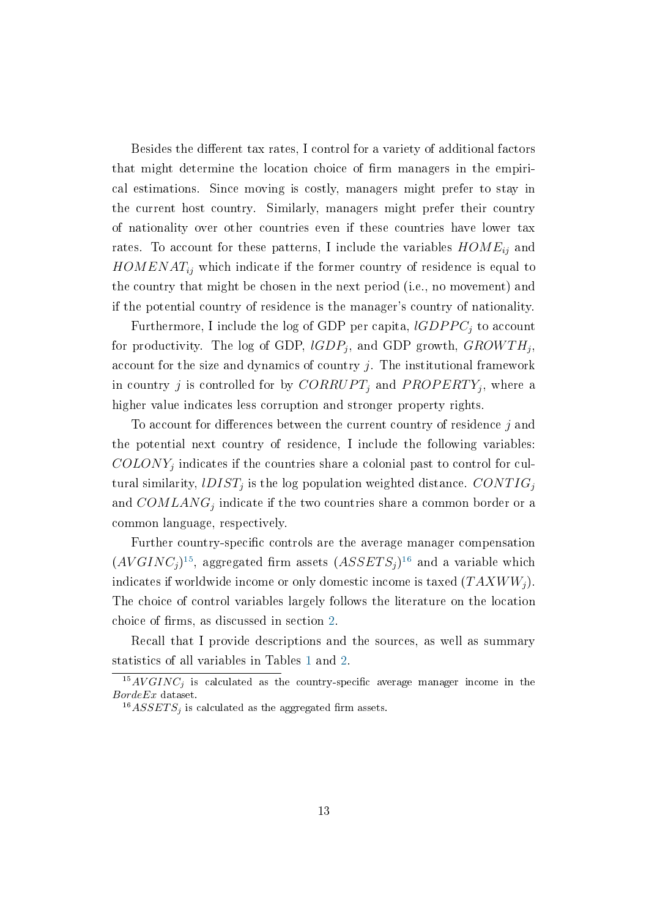Besides the different tax rates, I control for a variety of additional factors that might determine the location choice of firm managers in the empirical estimations. Since moving is costly, managers might prefer to stay in the current host country. Similarly, managers might prefer their country of nationality over other countries even if these countries have lower tax rates. To account for these patterns, I include the variables $HOME_{ij}$ and $HOMENAT_{ij}$ which indicate if the former country of residence is equal to the country that might be chosen in the next period (i.e., no movement) and if the potential country of residence is the manager's country of nationality.

Furthermore, I include the log of GDP per capita, $lGDPPC_j$ to account for productivity. The log of GDP, $lGDP_j$, and GDP growth, $GROWTH_j$, account for the size and dynamics of country $j$. The institutional framework in country $j$ is controlled for by $CORRUPT_j$ and $PROPERTY_j$, where a higher value indicates less corruption and stronger property rights.

To account for differences between the current country of residence $j$ and the potential next country of residence, I include the following variables: $COLONY_j$ indicates if the countries share a colonial past to control for cultural similarity, $lDIST_j$ is the log population weighted distance. $CONTIG_j$ and $COMLANG_j$ indicate if the two countries share a common border or a common language, respectively.

Further country-specific controls are the average manager compensation ($AVGINC_j$)[15], aggregated firm assets ($ASSETS_j$)[16] and a variable which indicates if worldwide income or only domestic income is taxed ($TAXWW_j$). The choice of control variables largely follows the literature on the location choice of firms, as discussed in section 2.

Recall that I provide descriptions and the sources, as well as summary statistics of all variables in Tables 1 and 2.

[15] $AVGINC_j$ is calculated as the country-specific average manager income in the *BordeEx* dataset.

[16] $ASSETS_j$ is calculated as the aggregated firm assets.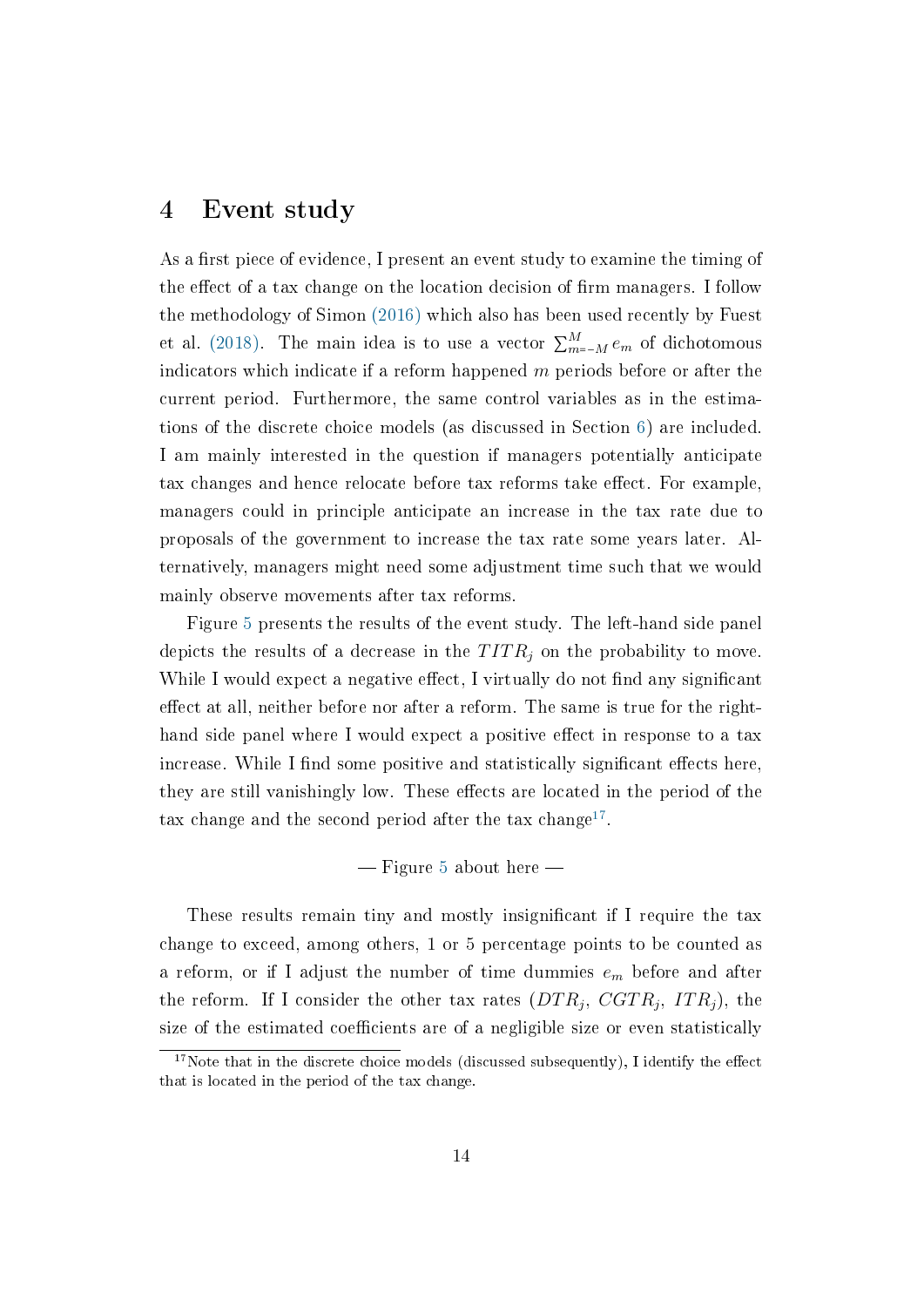## 4 Event study

As a first piece of evidence, I present an event study to examine the timing of the effect of a tax change on the location decision of firm managers. I follow the methodology of Simon (2016) which also has been used recently by Fuest et al. (2018). The main idea is to use a vector $\sum_{m=-M}^{M} e_m$ of dichotomous indicators which indicate if a reform happened $m$ periods before or after the current period. Furthermore, the same control variables as in the estimations of the discrete choice models (as discussed in Section 6) are included. I am mainly interested in the question if managers potentially anticipate tax changes and hence relocate before tax reforms take effect. For example, managers could in principle anticipate an increase in the tax rate due to proposals of the government to increase the tax rate some years later. Alternatively, managers might need some adjustment time such that we would mainly observe movements after tax reforms.

Figure 5 presents the results of the event study. The left-hand side panel depicts the results of a decrease in the $TITR_j$ on the probability to move. While I would expect a negative effect, I virtually do not find any significant effect at all, neither before nor after a reform. The same is true for the right-hand side panel where I would expect a positive effect in response to a tax increase. While I find some positive and statistically significant effects here, they are still vanishingly low. These effects are located in the period of the tax change and the second period after the tax change[17].

— Figure 5 about here —

These results remain tiny and mostly insignificant if I require the tax change to exceed, among others, 1 or 5 percentage points to be counted as a reform, or if I adjust the number of time dummies $e_m$ before and after the reform. If I consider the other tax rates ($DTR_j$, $CGTR_j$, $ITR_j$), the size of the estimated coefficients are of a negligible size or even statistically

[17] Note that in the discrete choice models (discussed subsequently), I identify the effect that is located in the period of the tax change.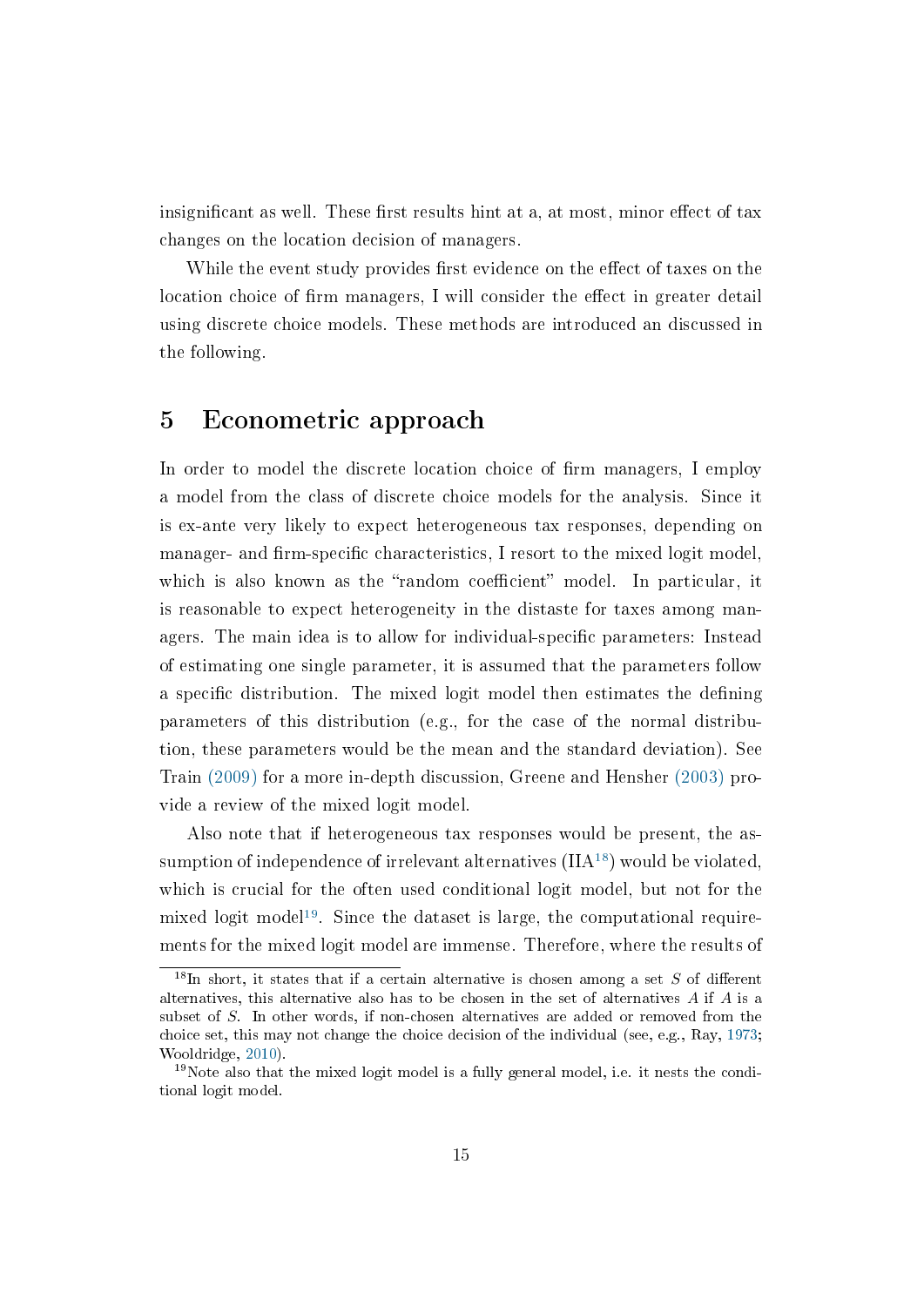insignificant as well. These first results hint at a, at most, minor effect of tax changes on the location decision of managers.

While the event study provides first evidence on the effect of taxes on the location choice of firm managers, I will consider the effect in greater detail using discrete choice models. These methods are introduced an discussed in the following.

# 5 Econometric approach

In order to model the discrete location choice of firm managers, I employ a model from the class of discrete choice models for the analysis. Since it is ex-ante very likely to expect heterogeneous tax responses, depending on manager- and firm-specific characteristics, I resort to the mixed logit model, which is also known as the "random coefficient" model. In particular, it is reasonable to expect heterogeneity in the distaste for taxes among managers. The main idea is to allow for individual-specific parameters: Instead of estimating one single parameter, it is assumed that the parameters follow a specific distribution. The mixed logit model then estimates the defining parameters of this distribution (e.g., for the case of the normal distribution, these parameters would be the mean and the standard deviation). See Train (2009) for a more in-depth discussion, Greene and Hensher (2003) provide a review of the mixed logit model.

Also note that if heterogeneous tax responses would be present, the assumption of independence of irrelevant alternatives (IIA[18]) would be violated, which is crucial for the often used conditional logit model, but not for the mixed logit model[19]. Since the dataset is large, the computational requirements for the mixed logit model are immense. Therefore, where the results of

[18] In short, it states that if a certain alternative is chosen among a set $S$ of different alternatives, this alternative also has to be chosen in the set of alternatives $A$ if $A$ is a subset of $S$. In other words, if non-chosen alternatives are added or removed from the choice set, this may not change the choice decision of the individual (see, e.g., Ray, 1973; Wooldridge, 2010).

[19] Note also that the mixed logit model is a fully general model, i.e. it nests the conditional logit model.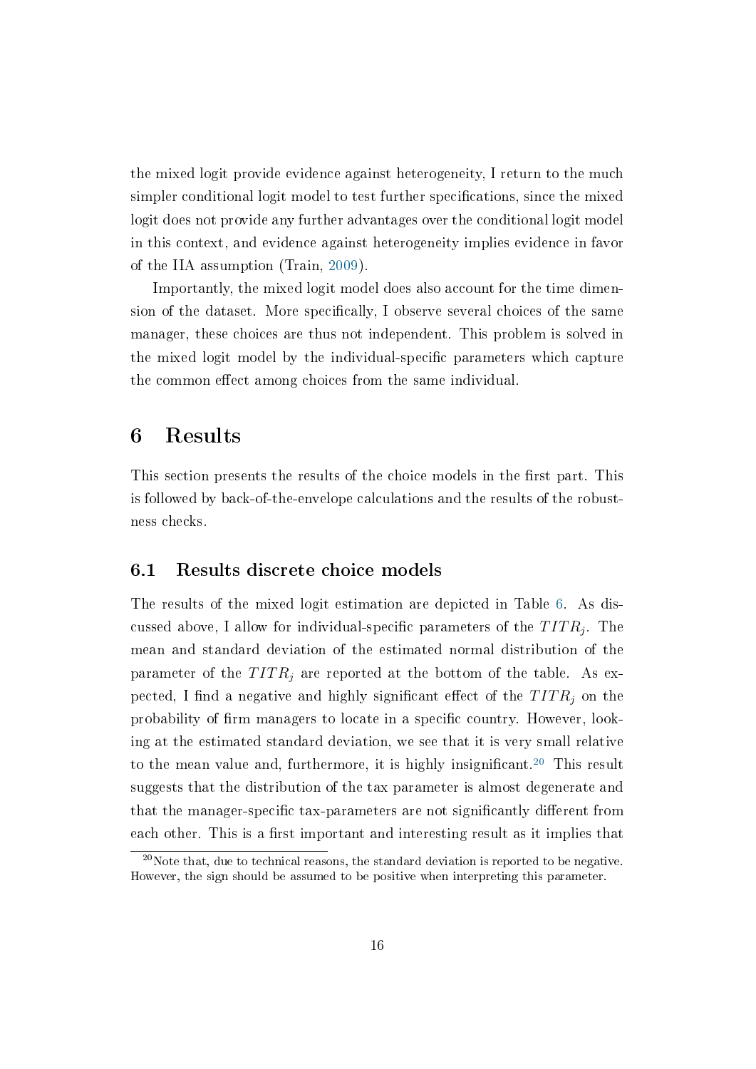the mixed logit provide evidence against heterogeneity, I return to the much simpler conditional logit model to test further specifications, since the mixed logit does not provide any further advantages over the conditional logit model in this context, and evidence against heterogeneity implies evidence in favor of the IIA assumption (Train, 2009).

Importantly, the mixed logit model does also account for the time dimension of the dataset. More specifically, I observe several choices of the same manager, these choices are thus not independent. This problem is solved in the mixed logit model by the individual-specific parameters which capture the common effect among choices from the same individual.

# 6 Results

This section presents the results of the choice models in the first part. This is followed by back-of-the-envelope calculations and the results of the robustness checks.

## 6.1 Results discrete choice models

The results of the mixed logit estimation are depicted in Table 6. As discussed above, I allow for individual-specific parameters of the $TITR_j$. The mean and standard deviation of the estimated normal distribution of the parameter of the $TITR_j$ are reported at the bottom of the table. As expected, I find a negative and highly significant effect of the $TITR_j$ on the probability of firm managers to locate in a specific country. However, looking at the estimated standard deviation, we see that it is very small relative to the mean value and, furthermore, it is highly insignificant.[20] This result suggests that the distribution of the tax parameter is almost degenerate and that the manager-specific tax-parameters are not significantly different from each other. This is a first important and interesting result as it implies that

[20] Note that, due to technical reasons, the standard deviation is reported to be negative. However, the sign should be assumed to be positive when interpreting this parameter.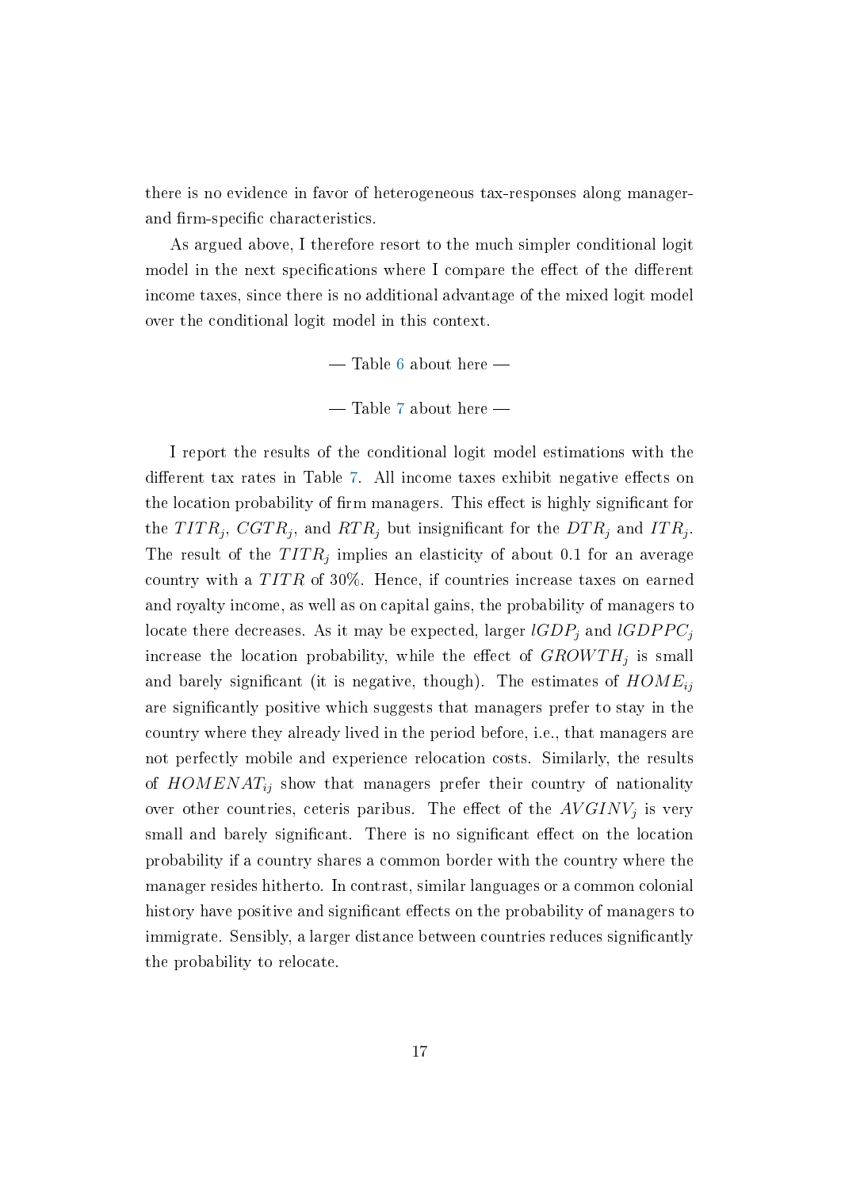there is no evidence in favor of heterogeneous tax-responses along manager- and firm-specific characteristics.

As argued above, I therefore resort to the much simpler conditional logit model in the next specifications where I compare the effect of the different income taxes, since there is no additional advantage of the mixed logit model over the conditional logit model in this context.

— Table 6 about here —

— Table 7 about here —

I report the results of the conditional logit model estimations with the different tax rates in Table 7. All income taxes exhibit negative effects on the location probability of firm managers. This effect is highly significant for the $TITR_j$, $CGTR_j$, and $RTR_j$ but insignificant for the $DTR_j$ and $ITR_j$. The result of the $TITR_j$ implies an elasticity of about 0.1 for an average country with a $TITR$ of 30%. Hence, if countries increase taxes on earned and royalty income, as well as on capital gains, the probability of managers to locate there decreases. As it may be expected, larger $lGDP_j$ and $lGDPPC_j$ increase the location probability, while the effect of $GROWTH_j$ is small and barely significant (it is negative, though). The estimates of $HOME_{ij}$ are significantly positive which suggests that managers prefer to stay in the country where they already lived in the period before, i.e., that managers are not perfectly mobile and experience relocation costs. Similarly, the results of $HOMENAT_{ij}$ show that managers prefer their country of nationality over other countries, ceteris paribus. The effect of the $AVGINV_j$ is very small and barely significant. There is no significant effect on the location probability if a country shares a common border with the country where the manager resides hitherto. In contrast, similar languages or a common colonial history have positive and significant effects on the probability of managers to immigrate. Sensibly, a larger distance between countries reduces significantly the probability to relocate.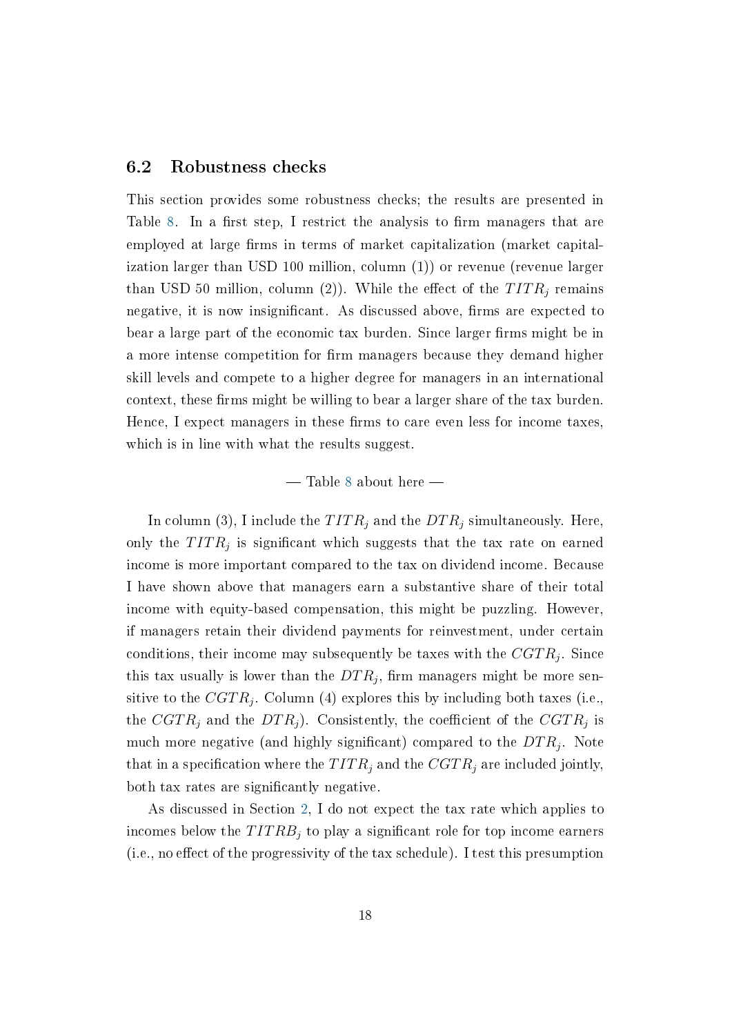## 6.2 Robustness checks

This section provides some robustness checks; the results are presented in Table 8. In a first step, I restrict the analysis to firm managers that are employed at large firms in terms of market capitalization (market capitalization larger than USD 100 million, column (1)) or revenue (revenue larger than USD 50 million, column (2)). While the effect of the $TITR_j$ remains negative, it is now insignificant. As discussed above, firms are expected to bear a large part of the economic tax burden. Since larger firms might be in a more intense competition for firm managers because they demand higher skill levels and compete to a higher degree for managers in an international context, these firms might be willing to bear a larger share of the tax burden. Hence, I expect managers in these firms to care even less for income taxes, which is in line with what the results suggest.

— Table 8 about here —

In column (3), I include the $TITR_j$ and the $DTR_j$ simultaneously. Here, only the $TITR_j$ is significant which suggests that the tax rate on earned income is more important compared to the tax on dividend income. Because I have shown above that managers earn a substantive share of their total income with equity-based compensation, this might be puzzling. However, if managers retain their dividend payments for reinvestment, under certain conditions, their income may subsequently be taxes with the $CGTR_j$. Since this tax usually is lower than the $DTR_j$, firm managers might be more sensitive to the $CGTR_j$. Column (4) explores this by including both taxes (i.e., the $CGTR_j$ and the $DTR_j$). Consistently, the coefficient of the $CGTR_j$ is much more negative (and highly significant) compared to the $DTR_j$. Note that in a specification where the $TITR_j$ and the $CGTR_j$ are included jointly, both tax rates are significantly negative.

As discussed in Section 2, I do not expect the tax rate which applies to incomes below the $TITRB_j$ to play a significant role for top income earners (i.e., no effect of the progressivity of the tax schedule). I test this presumption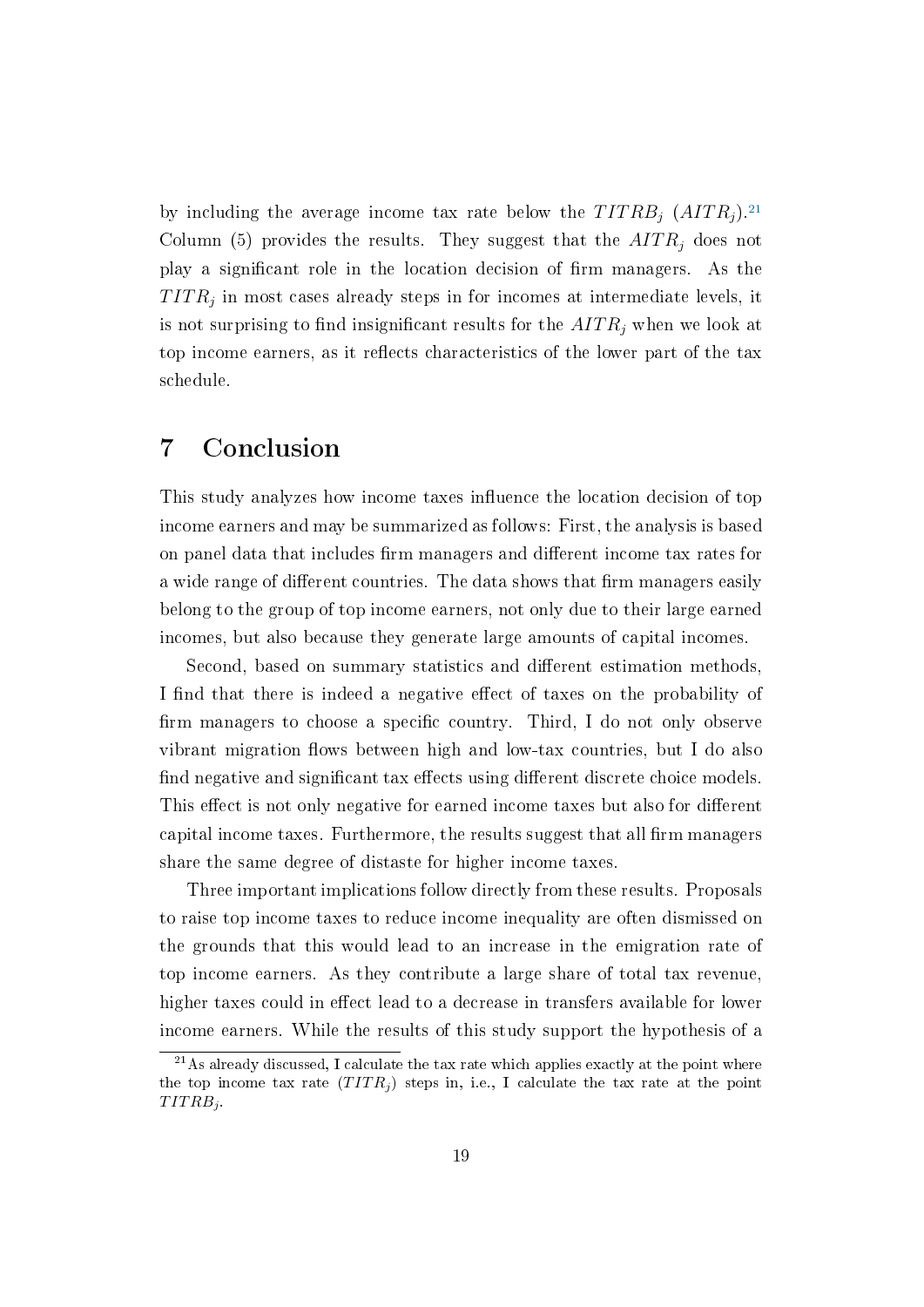by including the average income tax rate below the $TITRB_j$ ($AITR_j$).[21] Column (5) provides the results. They suggest that the $AITR_j$ does not play a significant role in the location decision of firm managers. As the $TITR_j$ in most cases already steps in for incomes at intermediate levels, it is not surprising to find insignificant results for the $AITR_j$ when we look at top income earners, as it reflects characteristics of the lower part of the tax schedule.

# 7 Conclusion

This study analyzes how income taxes influence the location decision of top income earners and may be summarized as follows: First, the analysis is based on panel data that includes firm managers and different income tax rates for a wide range of different countries. The data shows that firm managers easily belong to the group of top income earners, not only due to their large earned incomes, but also because they generate large amounts of capital incomes.

Second, based on summary statistics and different estimation methods, I find that there is indeed a negative effect of taxes on the probability of firm managers to choose a specific country. Third, I do not only observe vibrant migration flows between high and low-tax countries, but I do also find negative and significant tax effects using different discrete choice models. This effect is not only negative for earned income taxes but also for different capital income taxes. Furthermore, the results suggest that all firm managers share the same degree of distaste for higher income taxes.

Three important implications follow directly from these results. Proposals to raise top income taxes to reduce income inequality are often dismissed on the grounds that this would lead to an increase in the emigration rate of top income earners. As they contribute a large share of total tax revenue, higher taxes could in effect lead to a decrease in transfers available for lower income earners. While the results of this study support the hypothesis of a

[21] As already discussed, I calculate the tax rate which applies exactly at the point where the top income tax rate ($TITR_j$) steps in, i.e., I calculate the tax rate at the point $TITRB_j$.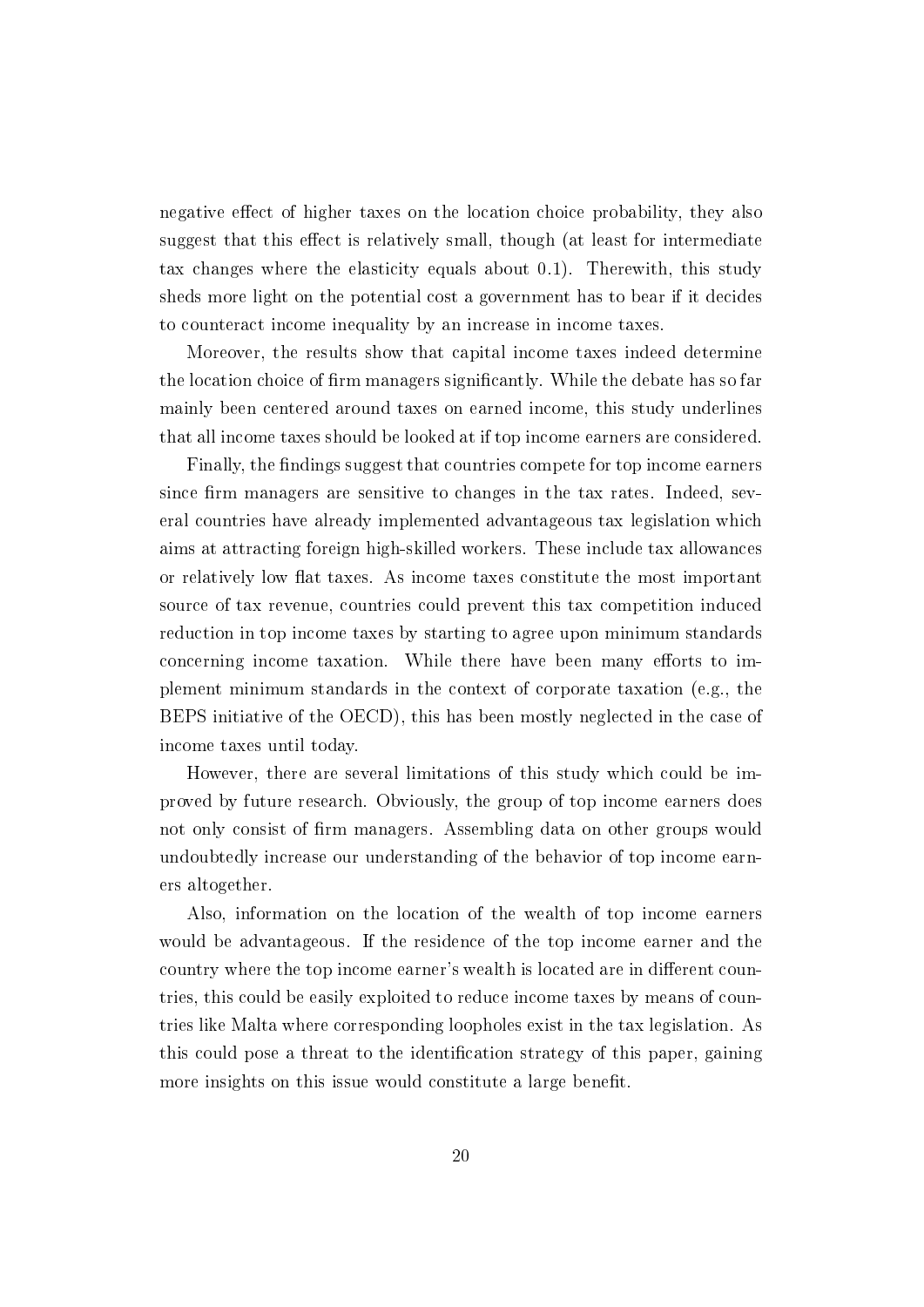negative effect of higher taxes on the location choice probability, they also suggest that this effect is relatively small, though (at least for intermediate tax changes where the elasticity equals about 0.1). Therewith, this study sheds more light on the potential cost a government has to bear if it decides to counteract income inequality by an increase in income taxes.

Moreover, the results show that capital income taxes indeed determine the location choice of firm managers significantly. While the debate has so far mainly been centered around taxes on earned income, this study underlines that all income taxes should be looked at if top income earners are considered.

Finally, the findings suggest that countries compete for top income earners since firm managers are sensitive to changes in the tax rates. Indeed, several countries have already implemented advantageous tax legislation which aims at attracting foreign high-skilled workers. These include tax allowances or relatively low flat taxes. As income taxes constitute the most important source of tax revenue, countries could prevent this tax competition induced reduction in top income taxes by starting to agree upon minimum standards concerning income taxation. While there have been many efforts to implement minimum standards in the context of corporate taxation (e.g., the BEPS initiative of the OECD), this has been mostly neglected in the case of income taxes until today.

However, there are several limitations of this study which could be improved by future research. Obviously, the group of top income earners does not only consist of firm managers. Assembling data on other groups would undoubtedly increase our understanding of the behavior of top income earners altogether.

Also, information on the location of the wealth of top income earners would be advantageous. If the residence of the top income earner and the country where the top income earner's wealth is located are in different countries, this could be easily exploited to reduce income taxes by means of countries like Malta where corresponding loopholes exist in the tax legislation. As this could pose a threat to the identification strategy of this paper, gaining more insights on this issue would constitute a large benefit.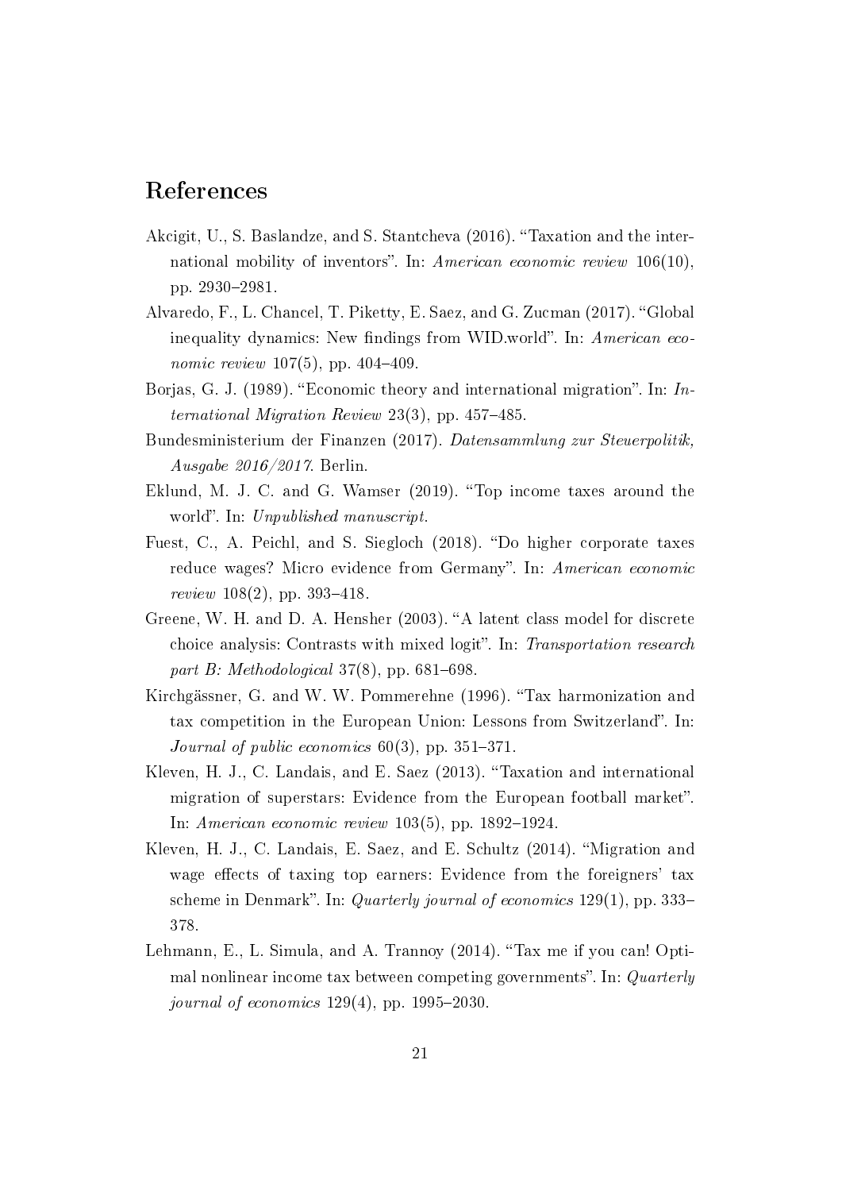# References

Akcigit, U., S. Baslandze, and S. Stantcheva (2016). "Taxation and the international mobility of inventors". In: *American economic review* 106(10), pp. 2930–2981.

Alvaredo, F., L. Chancel, T. Piketty, E. Saez, and G. Zucman (2017). "Global inequality dynamics: New findings from WID.world". In: *American economic review* 107(5), pp. 404–409.

Borjas, G. J. (1989). "Economic theory and international migration". In: *International Migration Review* 23(3), pp. 457–485.

Bundesministerium der Finanzen (2017). *Datensammlung zur Steuerpolitik, Ausgabe 2016/2017*. Berlin.

Eklund, M. J. C. and G. Wamser (2019). "Top income taxes around the world". In: *Unpublished manuscript*.

Fuest, C., A. Peichl, and S. Siegloch (2018). "Do higher corporate taxes reduce wages? Micro evidence from Germany". In: *American economic review* 108(2), pp. 393–418.

Greene, W. H. and D. A. Hensher (2003). "A latent class model for discrete choice analysis: Contrasts with mixed logit". In: *Transportation research part B: Methodological* 37(8), pp. 681–698.

Kirchgässner, G. and W. W. Pommerehne (1996). "Tax harmonization and tax competition in the European Union: Lessons from Switzerland". In: *Journal of public economics* 60(3), pp. 351–371.

Kleven, H. J., C. Landais, and E. Saez (2013). "Taxation and international migration of superstars: Evidence from the European football market". In: *American economic review* 103(5), pp. 1892–1924.

Kleven, H. J., C. Landais, E. Saez, and E. Schultz (2014). "Migration and wage effects of taxing top earners: Evidence from the foreigners' tax scheme in Denmark". In: *Quarterly journal of economics* 129(1), pp. 333–378.

Lehmann, E., L. Simula, and A. Trannoy (2014). "Tax me if you can! Optimal nonlinear income tax between competing governments". In: *Quarterly journal of economics* 129(4), pp. 1995–2030.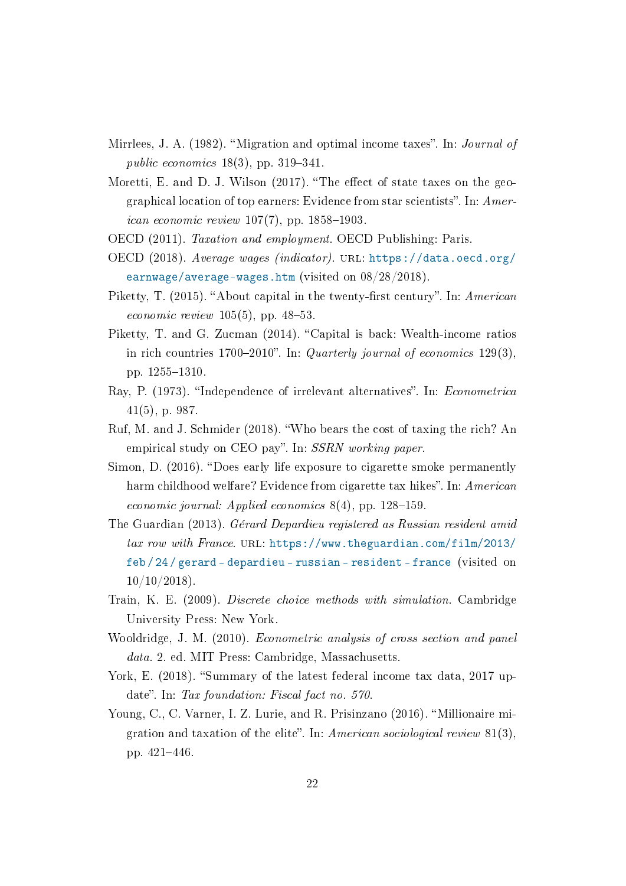Mirrlees, J. A. (1982). "Migration and optimal income taxes". In: *Journal of public economics* 18(3), pp. 319–341.

Moretti, E. and D. J. Wilson (2017). "The effect of state taxes on the geographical location of top earners: Evidence from star scientists". In: *American economic review* 107(7), pp. 1858–1903.

OECD (2011). *Taxation and employment*. OECD Publishing: Paris.

OECD (2018). *Average wages (indicator)*. URL: https://data.oecd.org/earnwage/average-wages.htm (visited on 08/28/2018).

Piketty, T. (2015). "About capital in the twenty-first century". In: *American economic review* 105(5), pp. 48–53.

Piketty, T. and G. Zucman (2014). "Capital is back: Wealth-income ratios in rich countries 1700–2010". In: *Quarterly journal of economics* 129(3), pp. 1255–1310.

Ray, P. (1973). "Independence of irrelevant alternatives". In: *Econometrica* 41(5), p. 987.

Ruf, M. and J. Schmider (2018). "Who bears the cost of taxing the rich? An empirical study on CEO pay". In: *SSRN working paper*.

Simon, D. (2016). "Does early life exposure to cigarette smoke permanently harm childhood welfare? Evidence from cigarette tax hikes". In: *American economic journal: Applied economics* 8(4), pp. 128–159.

The Guardian (2013). *Gérard Depardieu registered as Russian resident amid tax row with France*. URL: https://www.theguardian.com/film/2013/feb/24/gerard-depardieu-russian-resident-france (visited on 10/10/2018).

Train, K. E. (2009). *Discrete choice methods with simulation*. Cambridge University Press: New York.

Wooldridge, J. M. (2010). *Econometric analysis of cross section and panel data*. 2. ed. MIT Press: Cambridge, Massachusetts.

York, E. (2018). "Summary of the latest federal income tax data, 2017 update". In: *Tax foundation: Fiscal fact no. 570*.

Young, C., C. Varner, I. Z. Lurie, and R. Prisinzano (2016). "Millionaire migration and taxation of the elite". In: *American sociological review* 81(3), pp. 421–446.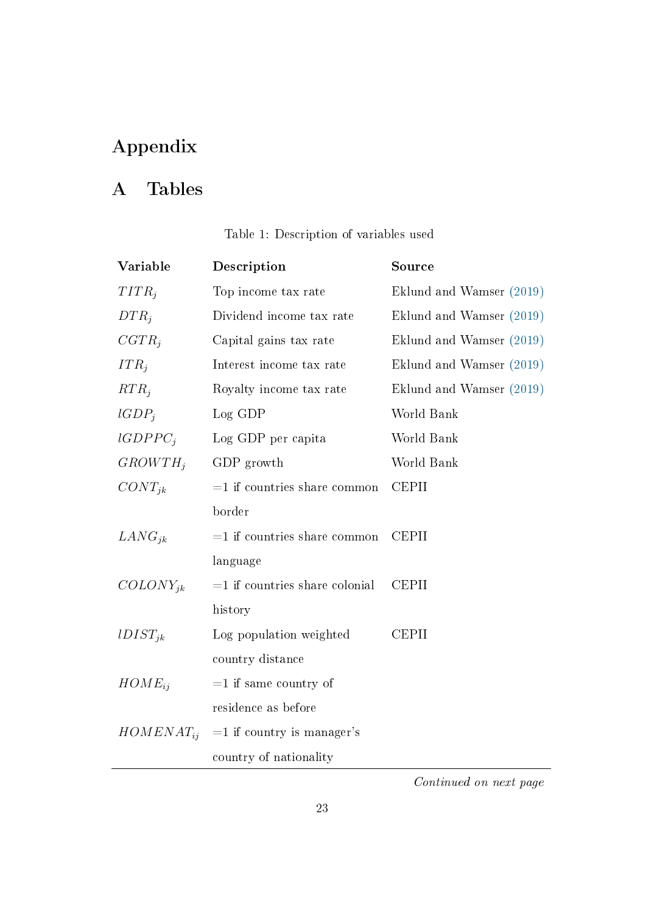# Appendix

## A Tables

Table 1: Description of variables used

| Variable | Description | Source |
|---|---|---|
| $TITR_j$ | Top income tax rate | Eklund and Wamser (2019) |
| $DTR_j$ | Dividend income tax rate | Eklund and Wamser (2019) |
| $CGTR_j$ | Capital gains tax rate | Eklund and Wamser (2019) |
| $ITR_j$ | Interest income tax rate | Eklund and Wamser (2019) |
| $RTR_j$ | Royalty income tax rate | Eklund and Wamser (2019) |
| $lGDP_j$ | Log GDP | World Bank |
| $lGDPPC_j$ | Log GDP per capita | World Bank |
| $GROWTH_j$ | GDP growth | World Bank |
| $CONT_{jk}$ | =1 if countries share common border | CEPII |
| $LANG_{jk}$ | =1 if countries share common language | CEPII |
| $COLONY_{jk}$ | =1 if countries share colonial history | CEPII |
| $lDIST_{jk}$ | Log population weighted country distance | CEPII |
| $HOME_{ij}$ | =1 if same country of residence as before | |
| $HOMENAT_{ij}$ | =1 if country is manager's country of nationality | |

*Continued on next page*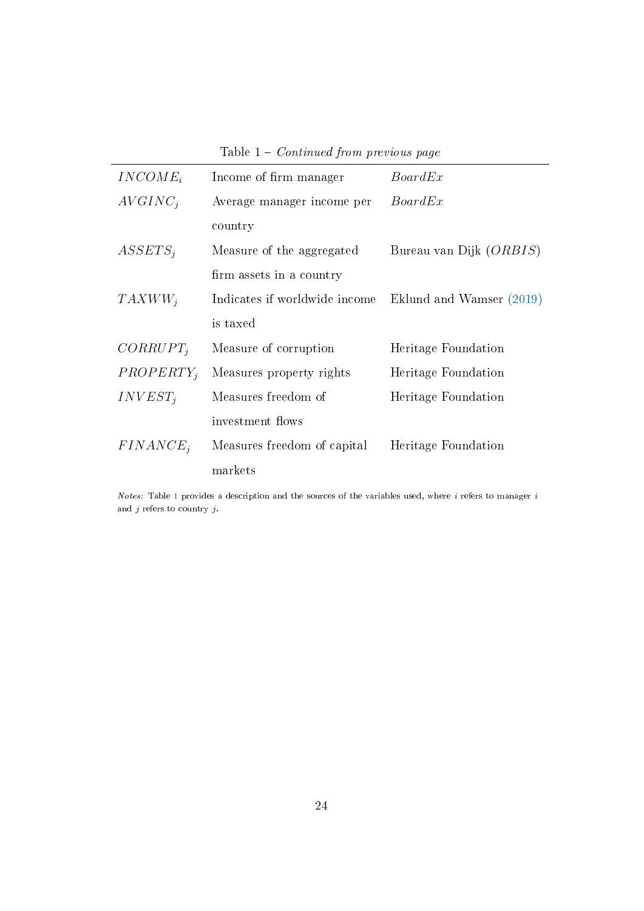Table 1 – *Continued from previous page*

| | | |
|---|---|---|
| $INCOME_i$ | Income of firm manager | *BoardEx* |
| $AVGINC_j$ | Average manager income per country | *BoardEx* |
| $ASSETS_j$ | Measure of the aggregated firm assets in a country | Bureau van Dijk (*ORBIS*) |
| $TAXWW_j$ | Indicates if worldwide income is taxed | Eklund and Wamser (2019) |
| $CORRUPT_j$ | Measure of corruption | Heritage Foundation |
| $PROPERTY_j$ | Measures property rights | Heritage Foundation |
| $INVEST_j$ | Measures freedom of investment flows | Heritage Foundation |
| $FINANCE_j$ | Measures freedom of capital markets | Heritage Foundation |

*Notes:* Table 1 provides a description and the sources of the variables used, where $i$ refers to manager $i$ and $j$ refers to country $j$.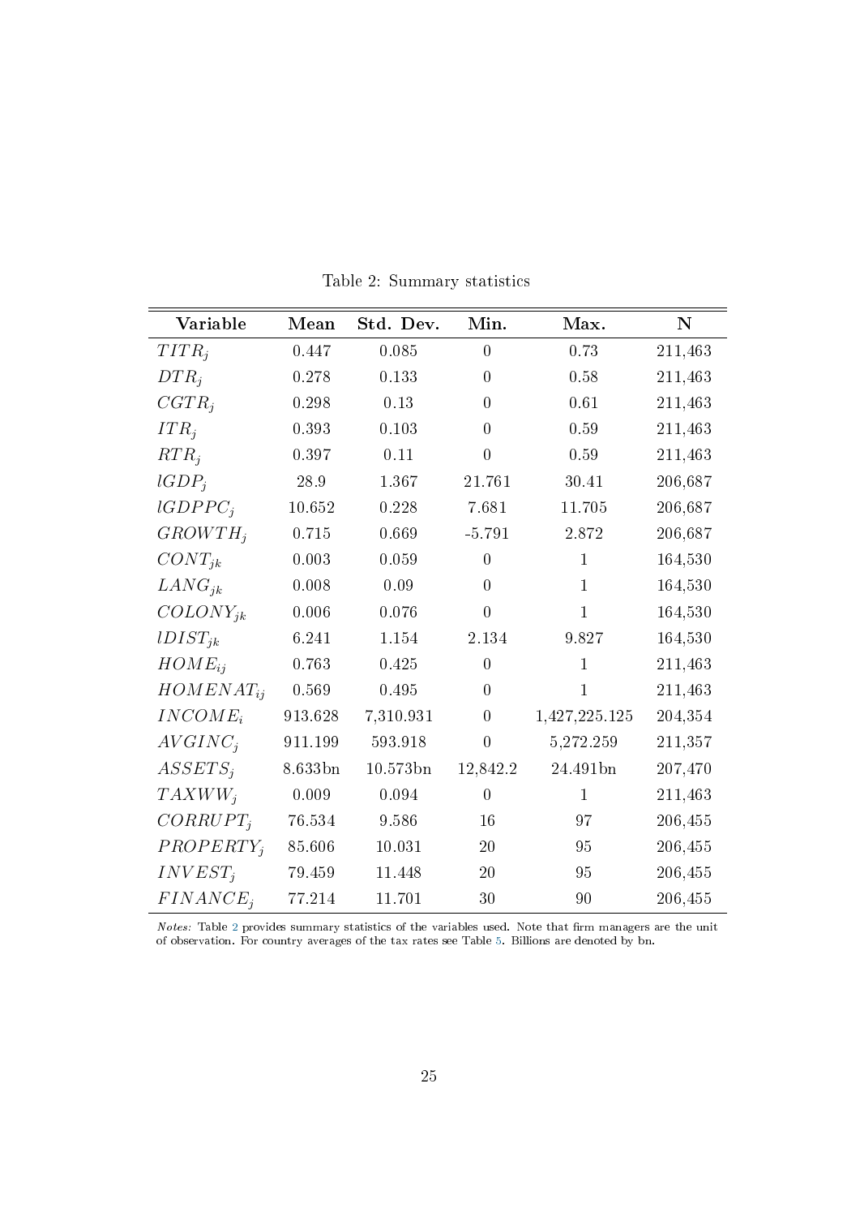Table 2: Summary statistics

| Variable | Mean | Std. Dev. | Min. | Max. | N |
|---|---|---|---|---|---|
| $TITR_j$ | 0.447 | 0.085 | 0 | 0.73 | 211,463 |
| $DTR_j$ | 0.278 | 0.133 | 0 | 0.58 | 211,463 |
| $CGTR_j$ | 0.298 | 0.13 | 0 | 0.61 | 211,463 |
| $ITR_j$ | 0.393 | 0.103 | 0 | 0.59 | 211,463 |
| $RTR_j$ | 0.397 | 0.11 | 0 | 0.59 | 211,463 |
| $lGDP_j$ | 28.9 | 1.367 | 21.761 | 30.41 | 206,687 |
| $lGDPPC_j$ | 10.652 | 0.228 | 7.681 | 11.705 | 206,687 |
| $GROWTH_j$ | 0.715 | 0.669 | -5.791 | 2.872 | 206,687 |
| $CONT_{jk}$ | 0.003 | 0.059 | 0 | 1 | 164,530 |
| $LANG_{jk}$ | 0.008 | 0.09 | 0 | 1 | 164,530 |
| $COLONY_{jk}$ | 0.006 | 0.076 | 0 | 1 | 164,530 |
| $lDIST_{jk}$ | 6.241 | 1.154 | 2.134 | 9.827 | 164,530 |
| $HOME_{ij}$ | 0.763 | 0.425 | 0 | 1 | 211,463 |
| $HOMENAT_{ij}$ | 0.569 | 0.495 | 0 | 1 | 211,463 |
| $INCOME_i$ | 913.628 | 7,310.931 | 0 | 1,427,225.125 | 204,354 |
| $AVGINC_j$ | 911.199 | 593.918 | 0 | 5,272.259 | 211,357 |
| $ASSETS_j$ | 8.633bn | 10.573bn | 12,842.2 | 24.491bn | 207,470 |
| $TAXWW_j$ | 0.009 | 0.094 | 0 | 1 | 211,463 |
| $CORRUPT_j$ | 76.534 | 9.586 | 16 | 97 | 206,455 |
| $PROPERTY_j$ | 85.606 | 10.031 | 20 | 95 | 206,455 |
| $INVEST_j$ | 79.459 | 11.448 | 20 | 95 | 206,455 |
| $FINANCE_j$ | 77.214 | 11.701 | 30 | 90 | 206,455 |

*Notes:* Table 2 provides summary statistics of the variables used. Note that firm managers are the unit of observation. For country averages of the tax rates see Table 5. Billions are denoted by bn.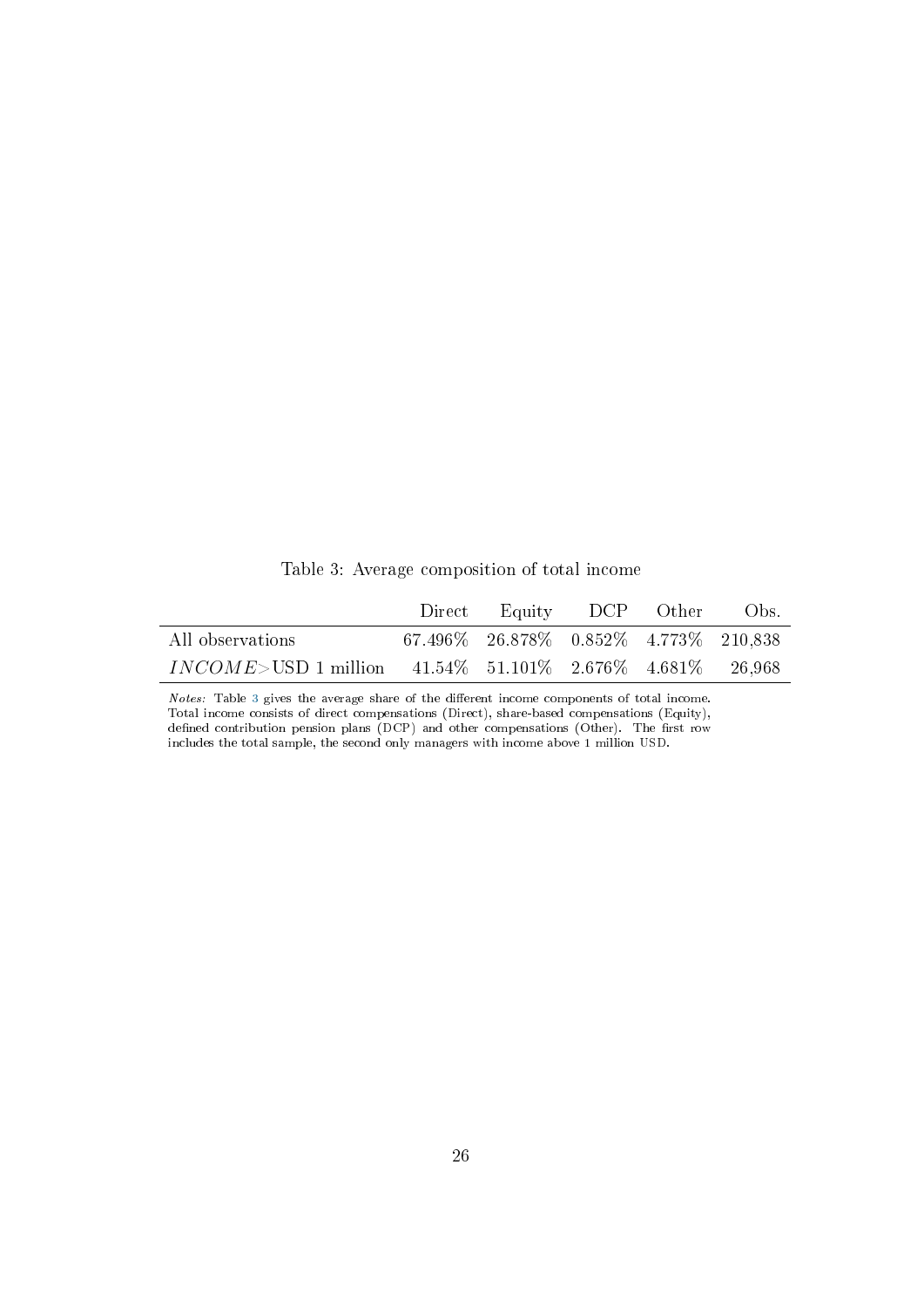Table 3: Average composition of total income

| | Direct | Equity | DCP | Other | Obs. |
|---|---|---|---|---|---|
| All observations | 67.496% | 26.878% | 0.852% | 4.773% | 210,838 |
| $INCOME$>USD 1 million | 41.54% | 51.101% | 2.676% | 4.681% | 26,968 |

*Notes:* Table 3 gives the average share of the different income components of total income. Total income consists of direct compensations (Direct), share-based compensations (Equity), defined contribution pension plans (DCP) and other compensations (Other). The first row includes the total sample, the second only managers with income above 1 million USD.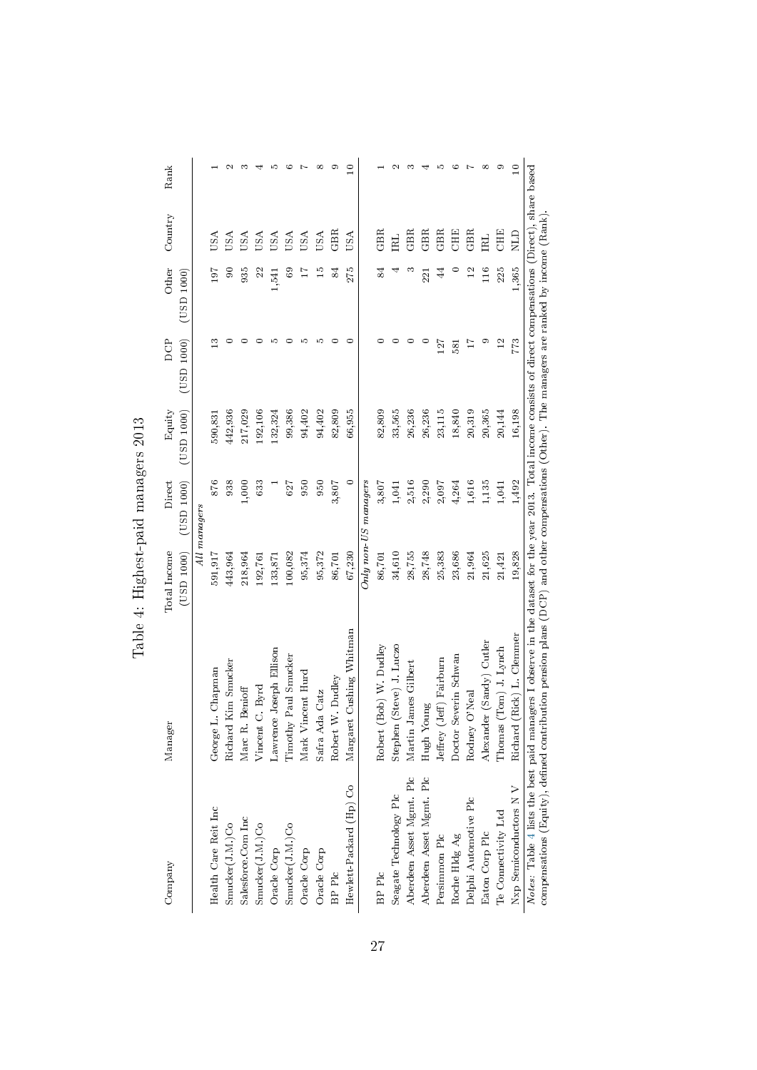# Table 4: Highest-paid managers 2013

| Company | Manager | Total Income (USD 1000) | Direct (USD 1000) | Equity (USD 1000) | DCP (USD 1000) | Other (USD 1000) | Country | Rank |
|---|---|---|---|---|---|---|---|---|
| | | *All managers* | | | | | | |
| Health Care Reit Inc | George L. Chapman | 591,917 | 876 | 590,831 | 13 | 197 | USA | 1 |
| Smucker(J.M.)Co | Richard Kim Smucker | 443,964 | 938 | 442,936 | 0 | 90 | USA | 2 |
| Salesforce.Com Inc | Marc R. Benioff | 218,964 | 1,000 | 217,029 | 0 | 935 | USA | 3 |
| Smucker(J.M.)Co | Vincent C. Byrd | 192,761 | 633 | 192,106 | 0 | 22 | USA | 4 |
| Oracle Corp | Lawrence Joseph Ellison | 133,871 | 1 | 132,324 | 5 | 1,541 | USA | 5 |
| Smucker(J.M.)Co | Timothy Paul Smucker | 100,082 | 627 | 99,386 | 0 | 69 | USA | 6 |
| Oracle Corp | Mark Vincent Hurd | 95,374 | 950 | 94,402 | 5 | 17 | USA | 7 |
| Oracle Corp | Safra Ada Catz | 95,372 | 950 | 94,402 | 5 | 15 | USA | 8 |
| BP Plc | Robert W. Dudley | 86,701 | 3,807 | 82,809 | 0 | 84 | GBR | 9 |
| Hewlett-Packard (Hp) Co | Margaret Cushing Whitman | 67,230 | 0 | 66,955 | 0 | 275 | USA | 10 |
| | | *Only non-US managers* | | | | | | |
| BP Plc | Robert (Bob) W. Dudley | 86,701 | 3,807 | 82,809 | 0 | 84 | GBR | 1 |
| Seagate Technology Plc | Stephen (Steve) J. Luczo | 34,610 | 1,041 | 33,565 | 0 | 4 | IRL | 2 |
| Aberdeen Asset Mgmt. Plc | Martin James Gilbert | 28,755 | 2,516 | 26,236 | 0 | 3 | GBR | 3 |
| Aberdeen Asset Mgmt. Plc | Hugh Young | 28,748 | 2,290 | 26,236 | 0 | 221 | GBR | 4 |
| Persimmon Plc | Jeffrey (Jeff) Fairburn | 25,383 | 2,097 | 23,115 | 127 | 44 | GBR | 5 |
| Roche Hldg Ag | Doctor Severin Schwan | 23,686 | 4,264 | 18,840 | 581 | 0 | CHE | 6 |
| Delphi Automotive Plc | Rodney O'Neal | 21,964 | 1,616 | 20,319 | 17 | 12 | GBR | 7 |
| Eaton Corp Plc | Alexander (Sandy) Cutler | 21,625 | 1,135 | 20,365 | 9 | 116 | IRL | 8 |
| Te Connectivity Ltd | Thomas (Tom) J. Lynch | 21,421 | 1,041 | 20,144 | 12 | 225 | CHE | 9 |
| Nxp Semiconductors N V | Richard (Rick) L. Clemmer | 19,828 | 1,492 | 16,198 | 773 | 1,365 | NLD | 10 |

*Notes:* Table 4 lists the best paid managers I observe in the dataset for the year 2013. Total income consists of direct compensations (Direct), share based compensations (Equity), defined contribution pension plans (DCP) and other compensations (Other). The managers are ranked by income (Rank).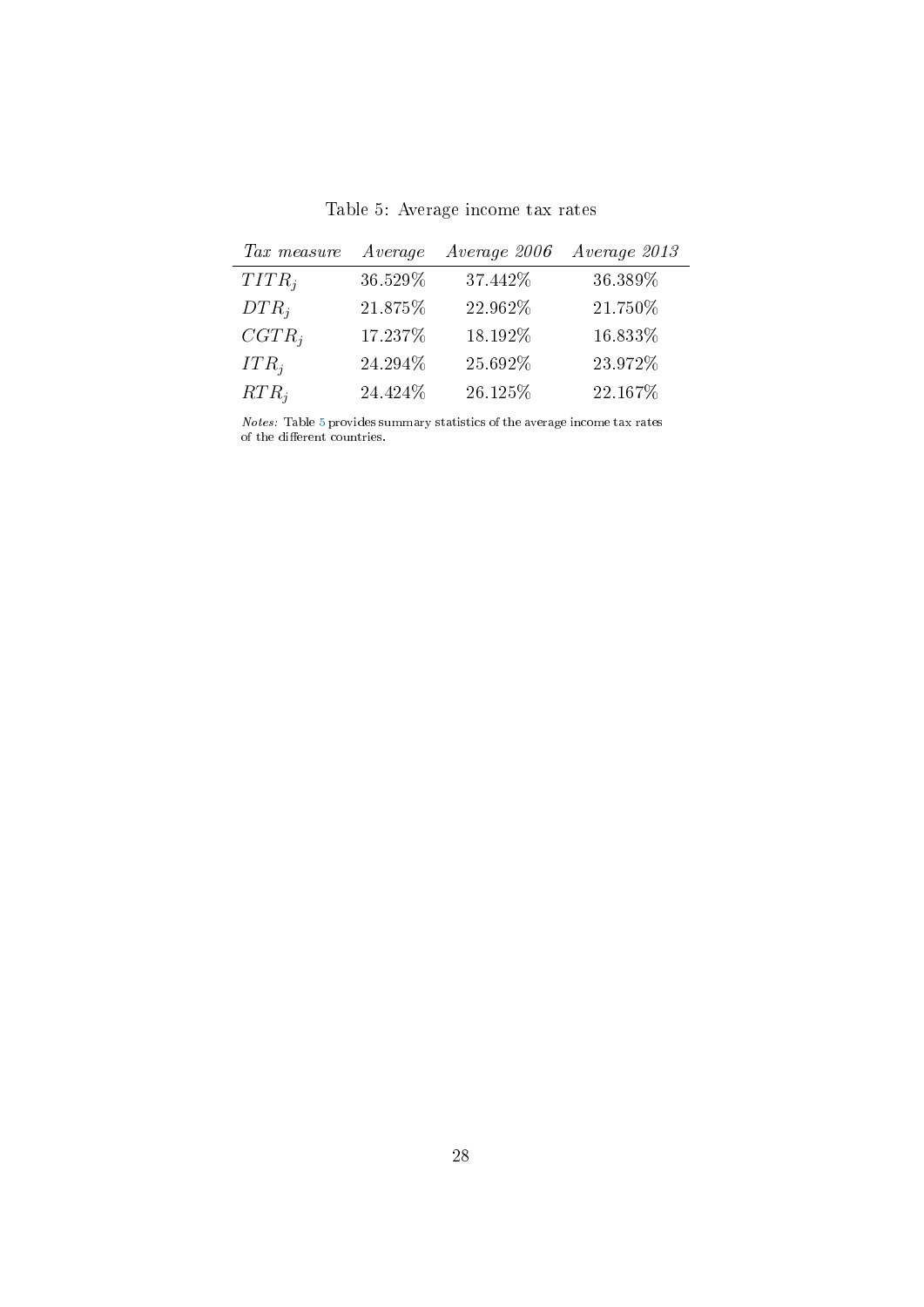Table 5: Average income tax rates

| *Tax measure* | *Average* | *Average 2006* | *Average 2013* |
|---|---|---|---|
| $TITR_j$ | 36.529% | 37.442% | 36.389% |
| $DTR_j$ | 21.875% | 22.962% | 21.750% |
| $CGTR_j$ | 17.237% | 18.192% | 16.833% |
| $ITR_j$ | 24.294% | 25.692% | 23.972% |
| $RTR_j$ | 24.424% | 26.125% | 22.167% |

*Notes:* Table 5 provides summary statistics of the average income tax rates of the different countries.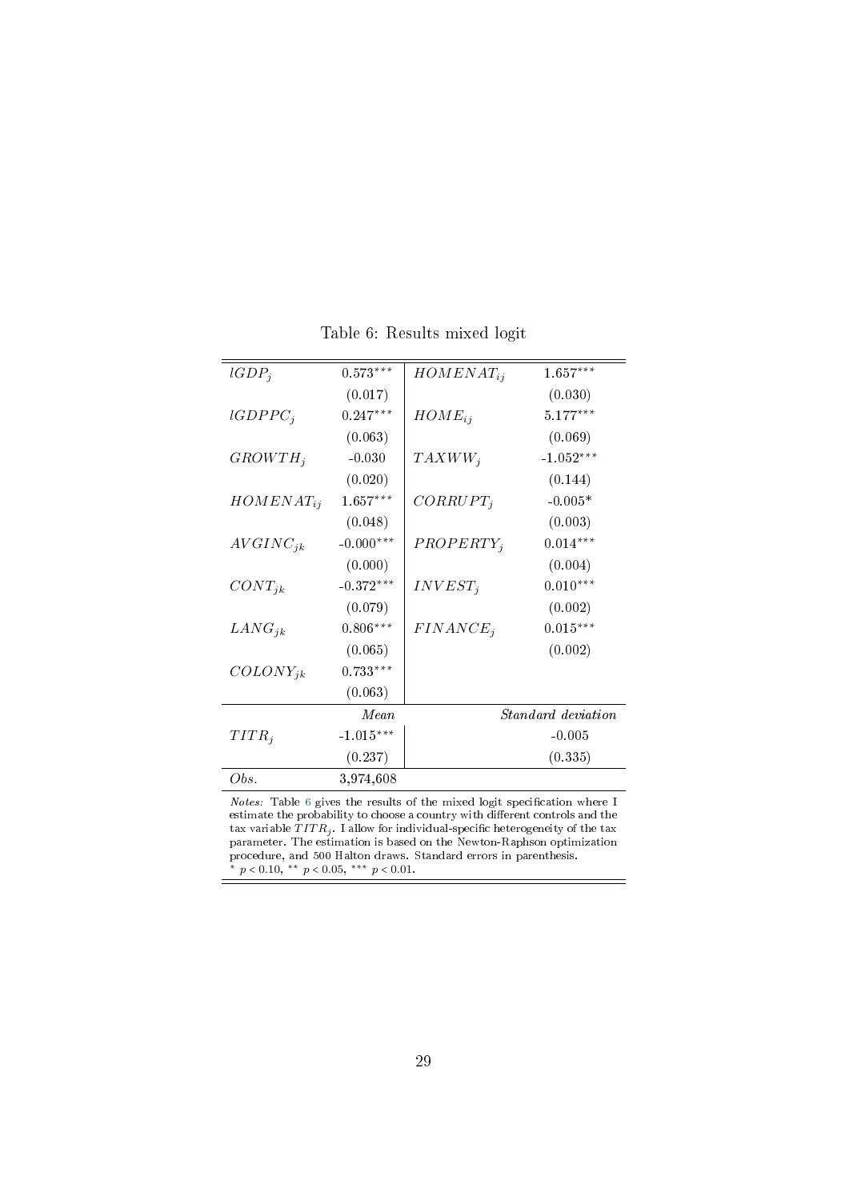Table 6: Results mixed logit

| | | | |
|---|---|---|---|
| $lGDP_j$ | 0.573*** | $HOMENAT_{ij}$ | 1.657*** |
| | (0.017) | | (0.030) |
| $lGDPPC_j$ | 0.247*** | $HOME_{ij}$ | 5.177*** |
| | (0.063) | | (0.069) |
| $GROWTH_j$ | -0.030 | $TAXWW_j$ | -1.052*** |
| | (0.020) | | (0.144) |
| $HOMENAT_{ij}$ | 1.657*** | $CORRUPT_j$ | -0.005* |
| | (0.048) | | (0.003) |
| $AVGINC_{jk}$ | -0.000*** | $PROPERTY_j$ | 0.014*** |
| | (0.000) | | (0.004) |
| $CONT_{jk}$ | -0.372*** | $INVEST_j$ | 0.010*** |
| | (0.079) | | (0.002) |
| $LANG_{jk}$ | 0.806*** | $FINANCE_j$ | 0.015*** |
| | (0.065) | | (0.002) |
| $COLONY_{jk}$ | 0.733*** | | |
| | (0.063) | | |
| | *Mean* | | *Standard deviation* |
| $TITR_j$ | -1.015*** | | -0.005 |
| | (0.237) | | (0.335) |
| *Obs.* | 3,974,608 | | |

*Notes:* Table 6 gives the results of the mixed logit specification where I estimate the probability to choose a country with different controls and the tax variable $TITR_j$. I allow for individual-specific heterogeneity of the tax parameter. The estimation is based on the Newton-Raphson optimization procedure, and 500 Halton draws. Standard errors in parenthesis.
* $p < 0.10$, ** $p < 0.05$, *** $p < 0.01$.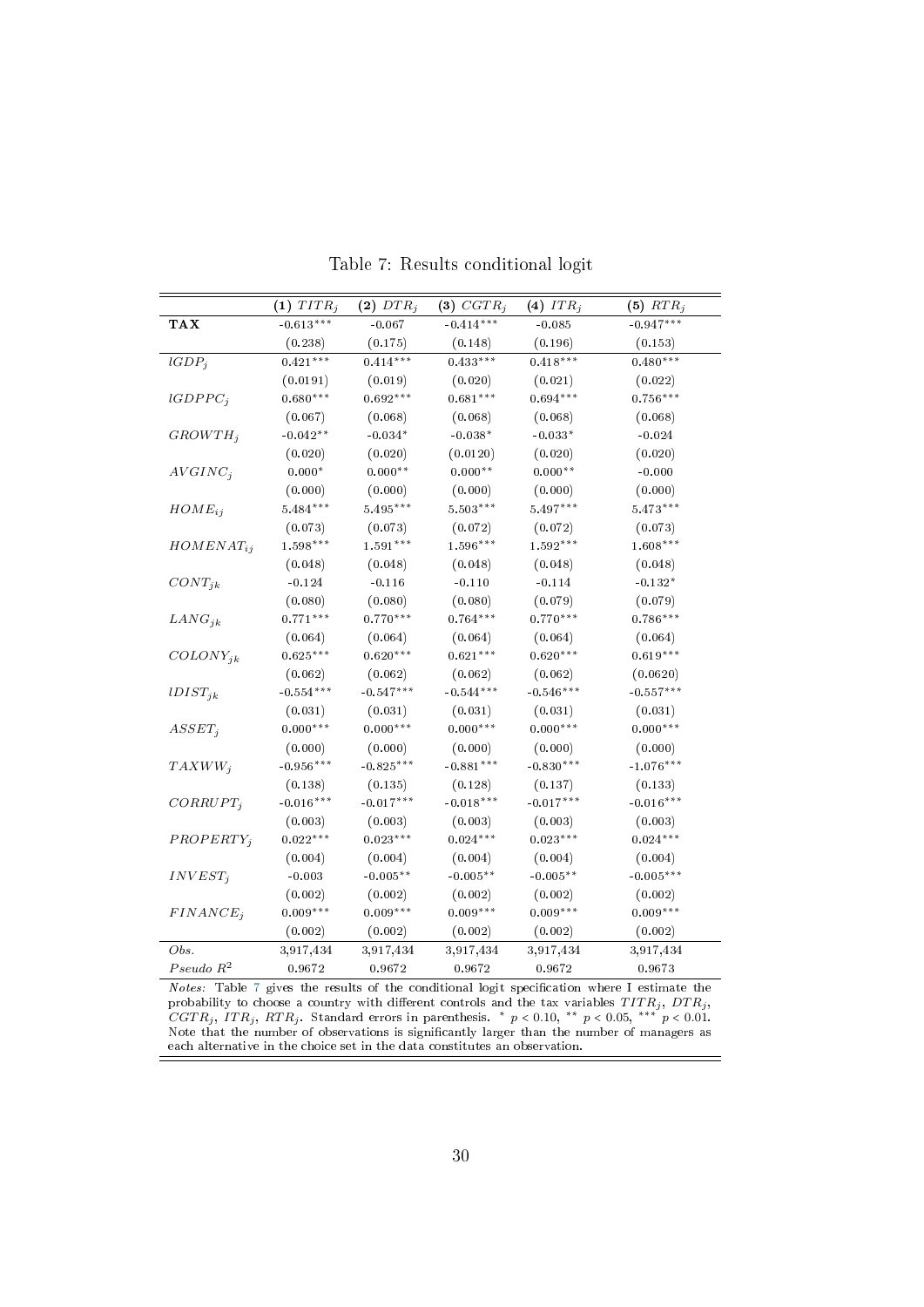Table 7: Results conditional logit

| | (1) $TITR_j$ | (2) $DTR_j$ | (3) $CGTR_j$ | (4) $ITR_j$ | (5) $RTR_j$ |
|---|---|---|---|---|---|
| **TAX** | -0.613*** | -0.067 | -0.414*** | -0.085 | -0.947*** |
| | (0.238) | (0.175) | (0.148) | (0.196) | (0.153) |
| $lGDP_j$ | 0.421*** | 0.414*** | 0.433*** | 0.418*** | 0.480*** |
| | (0.0191) | (0.019) | (0.020) | (0.021) | (0.022) |
| $lGDPPC_j$ | 0.680*** | 0.692*** | 0.681*** | 0.694*** | 0.756*** |
| | (0.067) | (0.068) | (0.068) | (0.068) | (0.068) |
| $GROWTH_j$ | -0.042** | -0.034* | -0.038* | -0.033* | -0.024 |
| | (0.020) | (0.020) | (0.0120) | (0.020) | (0.020) |
| $AVGINC_j$ | 0.000* | 0.000** | 0.000** | 0.000** | -0.000 |
| | (0.000) | (0.000) | (0.000) | (0.000) | (0.000) |
| $HOME_{ij}$ | 5.484*** | 5.495*** | 5.503*** | 5.497*** | 5.473*** |
| | (0.073) | (0.073) | (0.072) | (0.072) | (0.073) |
| $HOMENAT_{ij}$ | 1.598*** | 1.591*** | 1.596*** | 1.592*** | 1.608*** |
| | (0.048) | (0.048) | (0.048) | (0.048) | (0.048) |
| $CONT_{jk}$ | -0.124 | -0.116 | -0.110 | -0.114 | -0.132* |
| | (0.080) | (0.080) | (0.080) | (0.079) | (0.079) |
| $LANG_{jk}$ | 0.771*** | 0.770*** | 0.764*** | 0.770*** | 0.786*** |
| | (0.064) | (0.064) | (0.064) | (0.064) | (0.064) |
| $COLONY_{jk}$ | 0.625*** | 0.620*** | 0.621*** | 0.620*** | 0.619*** |
| | (0.062) | (0.062) | (0.062) | (0.062) | (0.0620) |
| $lDIST_{jk}$ | -0.554*** | -0.547*** | -0.544*** | -0.546*** | -0.557*** |
| | (0.031) | (0.031) | (0.031) | (0.031) | (0.031) |
| $ASSET_j$ | 0.000*** | 0.000*** | 0.000*** | 0.000*** | 0.000*** |
| | (0.000) | (0.000) | (0.000) | (0.000) | (0.000) |
| $TAXWW_j$ | -0.956*** | -0.825*** | -0.881*** | -0.830*** | -1.076*** |
| | (0.138) | (0.135) | (0.128) | (0.137) | (0.133) |
| $CORRUPT_j$ | -0.016*** | -0.017*** | -0.018*** | -0.017*** | -0.016*** |
| | (0.003) | (0.003) | (0.003) | (0.003) | (0.003) |
| $PROPERTY_j$ | 0.022*** | 0.023*** | 0.024*** | 0.023*** | 0.024*** |
| | (0.004) | (0.004) | (0.004) | (0.004) | (0.004) |
| $INVEST_j$ | -0.003 | -0.005** | -0.005** | -0.005** | -0.005*** |
| | (0.002) | (0.002) | (0.002) | (0.002) | (0.002) |
| $FINANCE_j$ | 0.009*** | 0.009*** | 0.009*** | 0.009*** | 0.009*** |
| | (0.002) | (0.002) | (0.002) | (0.002) | (0.002) |
| *Obs.* | 3,917,434 | 3,917,434 | 3,917,434 | 3,917,434 | 3,917,434 |
| *Pseudo* $R^2$ | 0.9672 | 0.9672 | 0.9672 | 0.9672 | 0.9673 |

*Notes:* Table 7 gives the results of the conditional logit specification where I estimate the probability to choose a country with different controls and the tax variables $TITR_j$, $DTR_j$, $CGTR_j$, $ITR_j$, $RTR_j$. Standard errors in parenthesis. * $p < 0.10$, ** $p < 0.05$, *** $p < 0.01$. Note that the number of observations is significantly larger than the number of managers as each alternative in the choice set in the data constitutes an observation.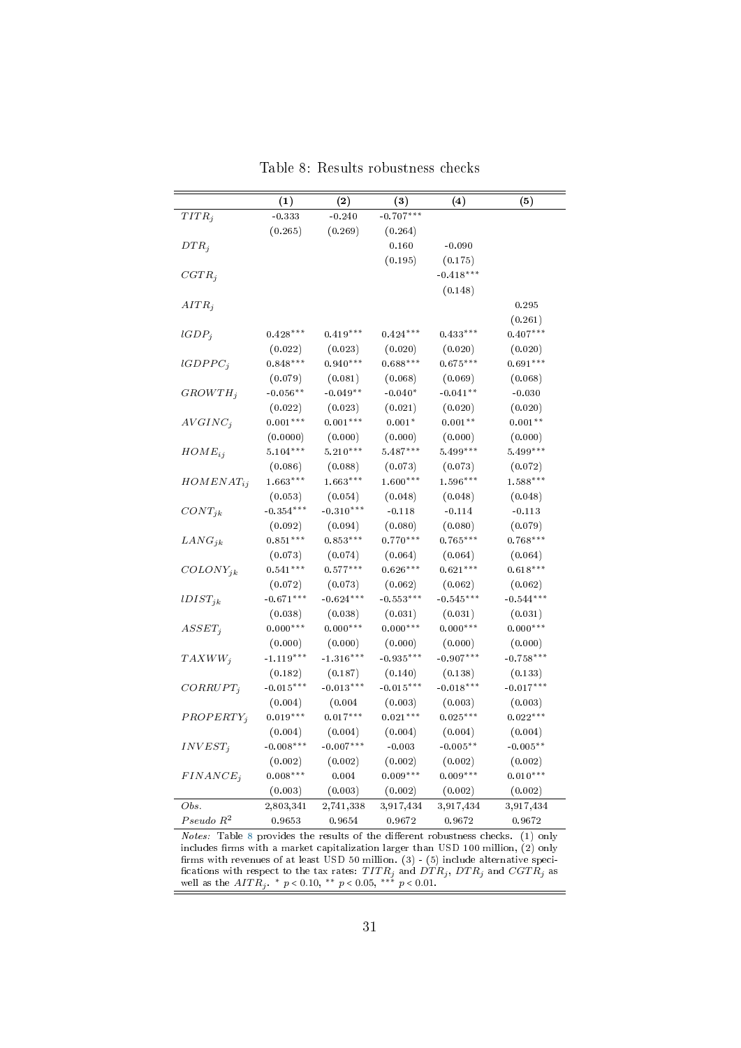Table 8: Results robustness checks

| | (1) | (2) | (3) | (4) | (5) |
|---|---|---|---|---|---|
| $TITR_j$ | -0.333 | -0.240 | -0.707*** | | |
| | (0.265) | (0.269) | (0.264) | | |
| $DTR_j$ | | | 0.160 | -0.090 | |
| | | | (0.195) | (0.175) | |
| $CGTR_j$ | | | | -0.418*** | |
| | | | | (0.148) | |
| $AITR_j$ | | | | | 0.295 |
| | | | | | (0.261) |
| $lGDP_j$ | 0.428*** | 0.419*** | 0.424*** | 0.433*** | 0.407*** |
| | (0.022) | (0.023) | (0.020) | (0.020) | (0.020) |
| $lGDPPC_j$ | 0.848*** | 0.940*** | 0.688*** | 0.675*** | 0.691*** |
| | (0.079) | (0.081) | (0.068) | (0.069) | (0.068) |
| $GROWTH_j$ | -0.056** | -0.049** | -0.040* | -0.041** | -0.030 |
| | (0.022) | (0.023) | (0.021) | (0.020) | (0.020) |
| $AVGINC_j$ | 0.001*** | 0.001*** | 0.001* | 0.001** | 0.001** |
| | (0.0000) | (0.000) | (0.000) | (0.000) | (0.000) |
| $HOME_{ij}$ | 5.104*** | 5.210*** | 5.487*** | 5.499*** | 5.499*** |
| | (0.086) | (0.088) | (0.073) | (0.073) | (0.072) |
| $HOMENAT_{ij}$ | 1.663*** | 1.663*** | 1.600*** | 1.596*** | 1.588*** |
| | (0.053) | (0.054) | (0.048) | (0.048) | (0.048) |
| $CONT_{jk}$ | -0.354*** | -0.310*** | -0.118 | -0.114 | -0.113 |
| | (0.092) | (0.094) | (0.080) | (0.080) | (0.079) |
| $LANG_{jk}$ | 0.851*** | 0.853*** | 0.770*** | 0.765*** | 0.768*** |
| | (0.073) | (0.074) | (0.064) | (0.064) | (0.064) |
| $COLONY_{jk}$ | 0.541*** | 0.577*** | 0.626*** | 0.621*** | 0.618*** |
| | (0.072) | (0.073) | (0.062) | (0.062) | (0.062) |
| $lDIST_{jk}$ | -0.671*** | -0.624*** | -0.553*** | -0.545*** | -0.544*** |
| | (0.038) | (0.038) | (0.031) | (0.031) | (0.031) |
| $ASSET_j$ | 0.000*** | 0.000*** | 0.000*** | 0.000*** | 0.000*** |
| | (0.000) | (0.000) | (0.000) | (0.000) | (0.000) |
| $TAXWW_j$ | -1.119*** | -1.316*** | -0.935*** | -0.907*** | -0.758*** |
| | (0.182) | (0.187) | (0.140) | (0.138) | (0.133) |
| $CORRUPT_j$ | -0.015*** | -0.013*** | -0.015*** | -0.018*** | -0.017*** |
| | (0.004) | (0.004 | (0.003) | (0.003) | (0.003) |
| $PROPERTY_j$ | 0.019*** | 0.017*** | 0.021*** | 0.025*** | 0.022*** |
| | (0.004) | (0.004) | (0.004) | (0.004) | (0.004) |
| $INVEST_j$ | -0.008*** | -0.007*** | -0.003 | -0.005** | -0.005** |
| | (0.002) | (0.002) | (0.002) | (0.002) | (0.002) |
| $FINANCE_j$ | 0.008*** | 0.004 | 0.009*** | 0.009*** | 0.010*** |
| | (0.003) | (0.003) | (0.002) | (0.002) | (0.002) |
| *Obs.* | 2,803,341 | 2,741,338 | 3,917,434 | 3,917,434 | 3,917,434 |
| *Pseudo* $R^2$ | 0.9653 | 0.9654 | 0.9672 | 0.9672 | 0.9672 |

*Notes:* Table 8 provides the results of the different robustness checks. (1) only includes firms with a market capitalization larger than USD 100 million, (2) only firms with revenues of at least USD 50 million. (3) - (5) include alternative specifications with respect to the tax rates: $TITR_j$ and $DTR_j$, $DTR_j$ and $CGTR_j$ as well as the $AITR_j$. * $p < 0.10$, ** $p < 0.05$, *** $p < 0.01$.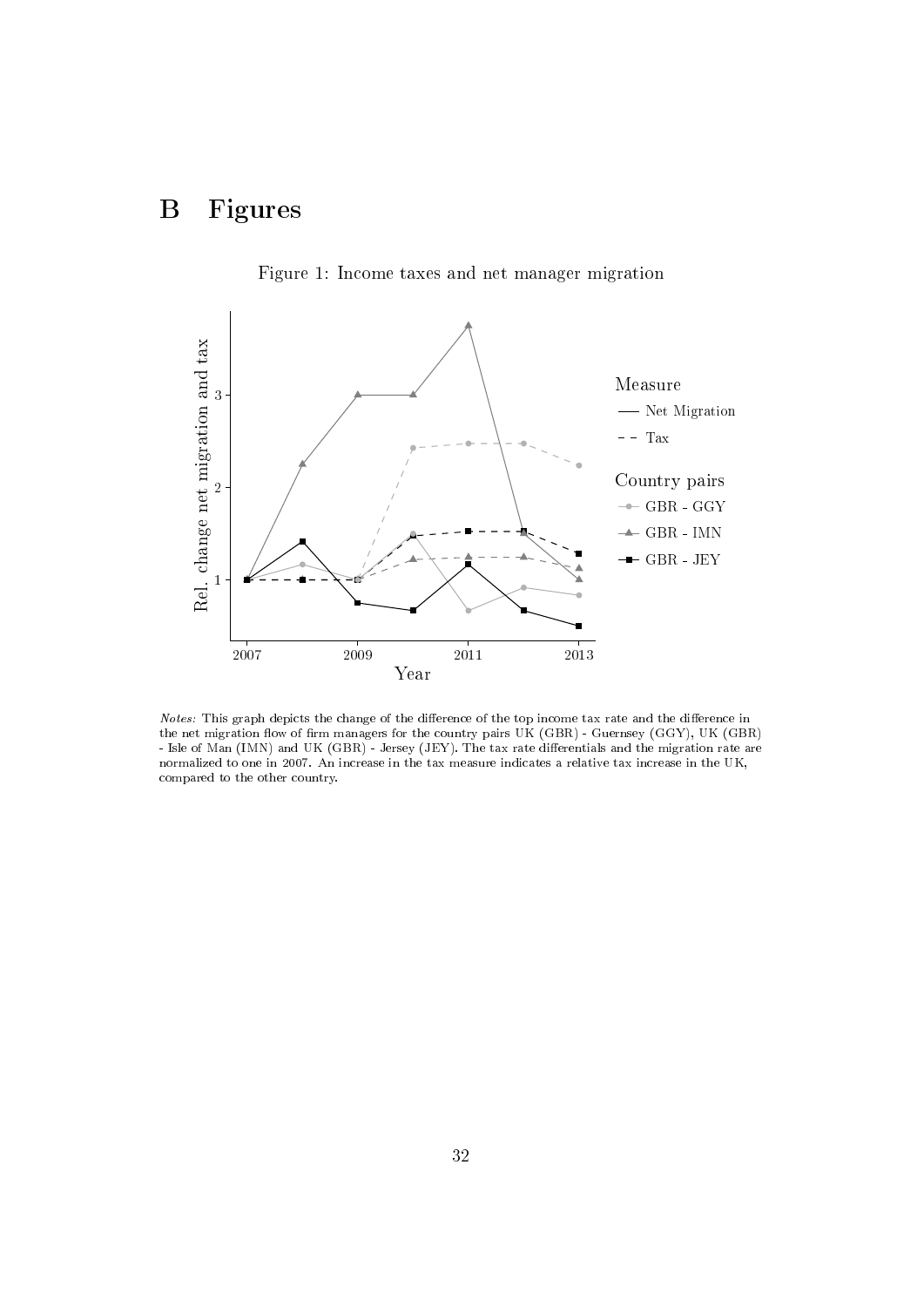# B Figures

Figure 1: Income taxes and net manager migration

*Notes:* This graph depicts the change of the difference of the top income tax rate and the difference in the net migration flow of firm managers for the country pairs UK (GBR) - Guernsey (GGY), UK (GBR) - Isle of Man (IMN) and UK (GBR) - Jersey (JEY). The tax rate differentials and the migration rate are normalized to one in 2007. An increase in the tax measure indicates a relative tax increase in the UK, compared to the other country.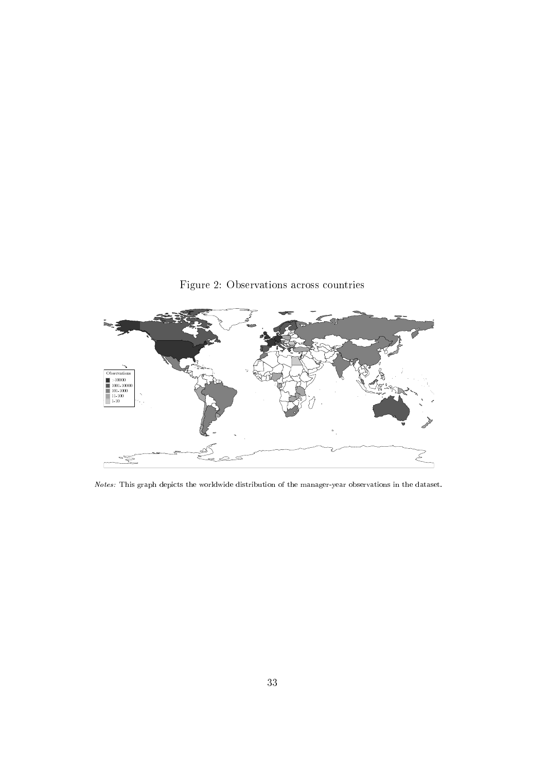Figure 2: Observations across countries

*Notes:* This graph depicts the worldwide distribution of the manager-year observations in the dataset.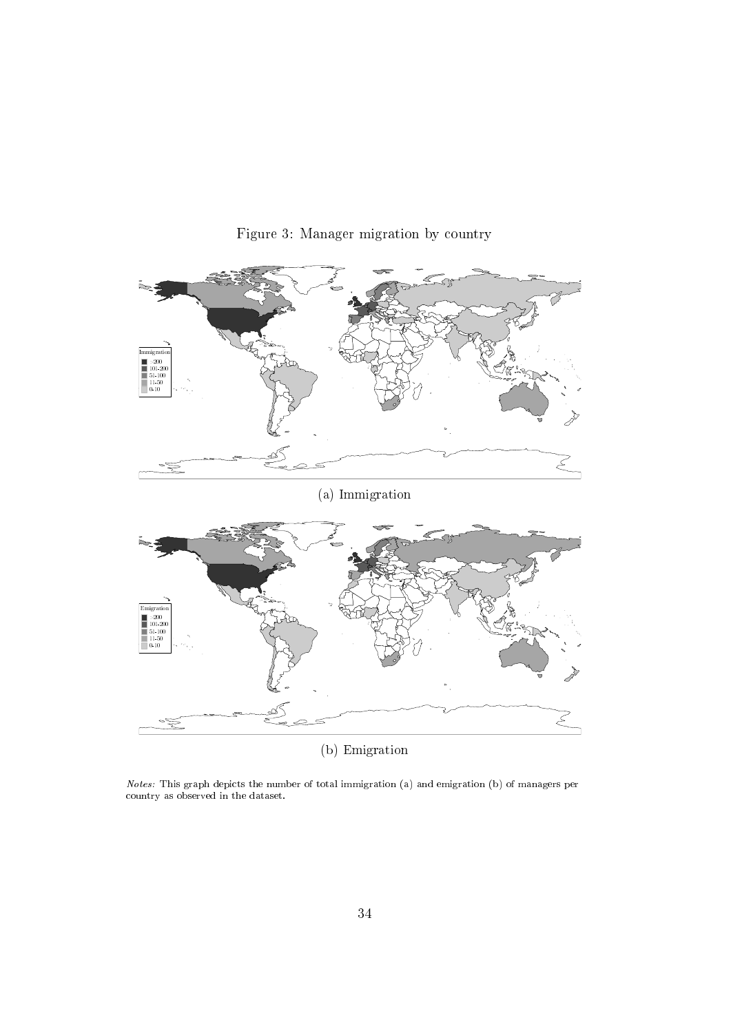Figure 3: Manager migration by country

(a) Immigration

(b) Emigration

*Notes:* This graph depicts the number of total immigration (a) and emigration (b) of managers per country as observed in the dataset.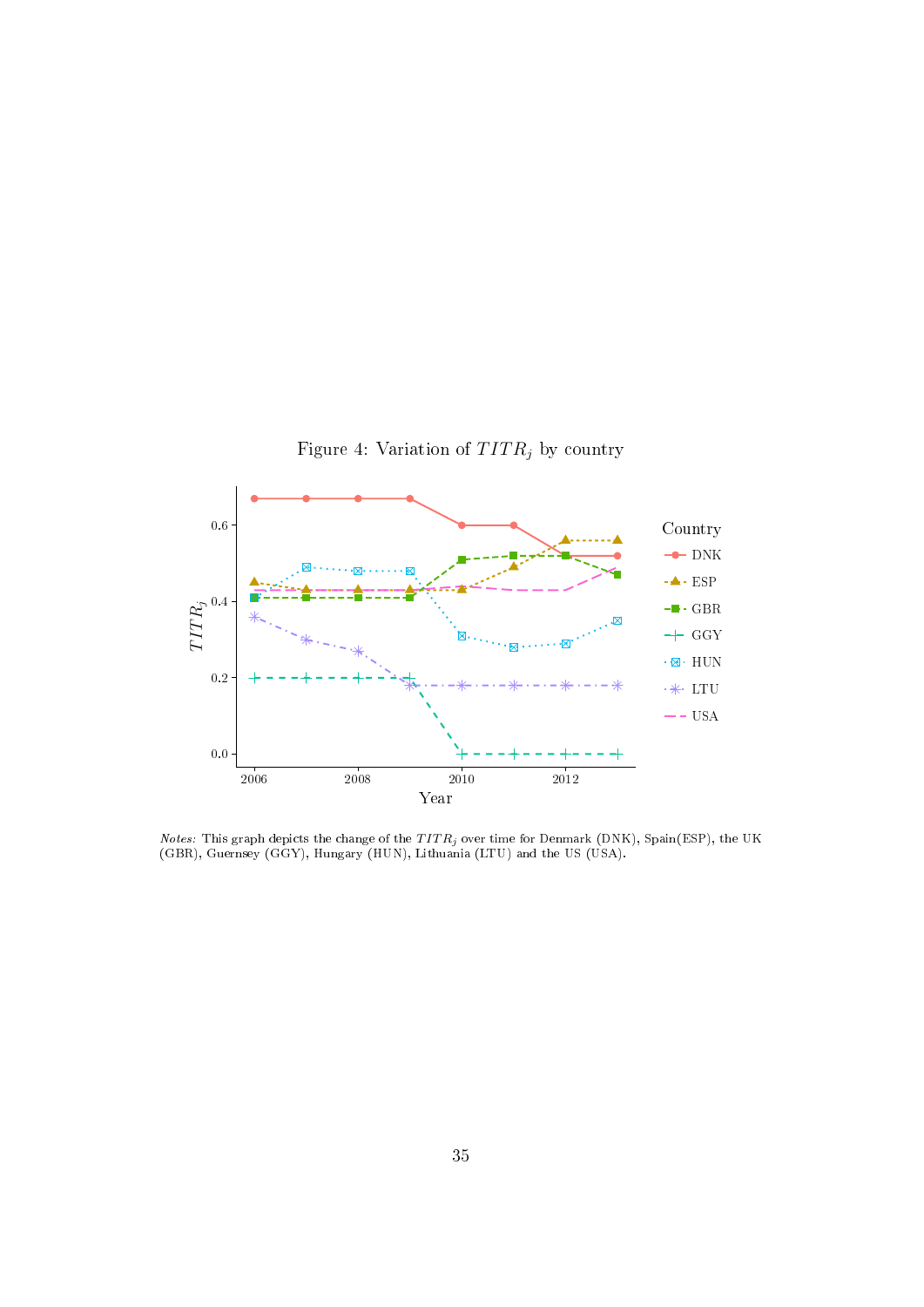Figure 4: Variation of $TITR_j$ by country

*Notes:* This graph depicts the change of the $TITR_j$ over time for Denmark (DNK), Spain(ESP), the UK (GBR), Guernsey (GGY), Hungary (HUN), Lithuania (LTU) and the US (USA).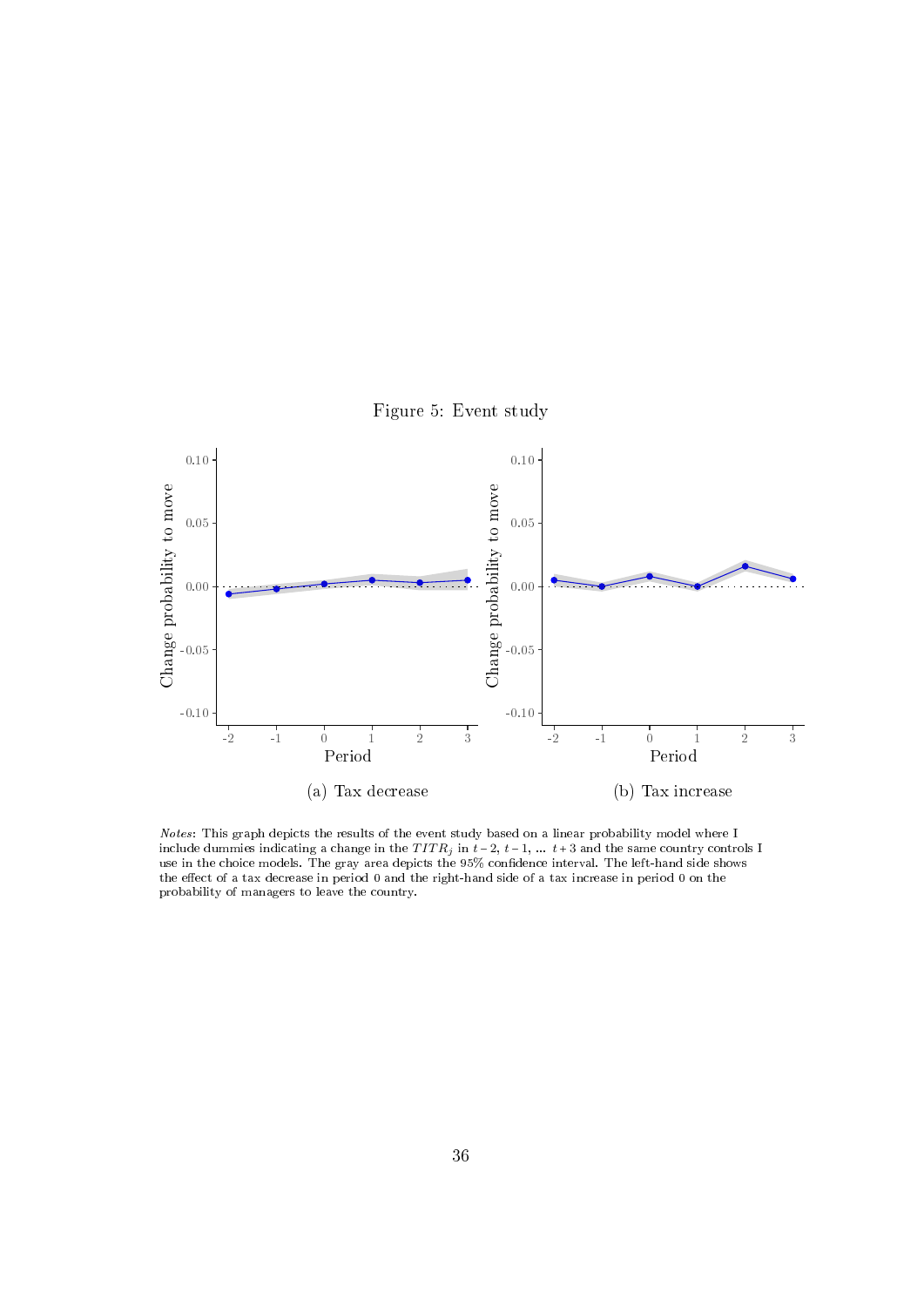Figure 5: Event study

Change probability to move

0.10
0.05
0.00
-0.05
-0.10

-2 -1 0 1 2 3

Period

(a) Tax decrease

Change probability to move

0.10
0.05
0.00
-0.05
-0.10

-2 -1 0 1 2 3

Period

(b) Tax increase

*Notes*: This graph depicts the results of the event study based on a linear probability model where I include dummies indicating a change in the $TITR_j$ in $t-2$, $t-1$, ... $t+3$ and the same country controls I use in the choice models. The gray area depicts the 95% confidence interval. The left-hand side shows the effect of a tax decrease in period 0 and the right-hand side of a tax increase in period 0 on the probability of managers to leave the country.